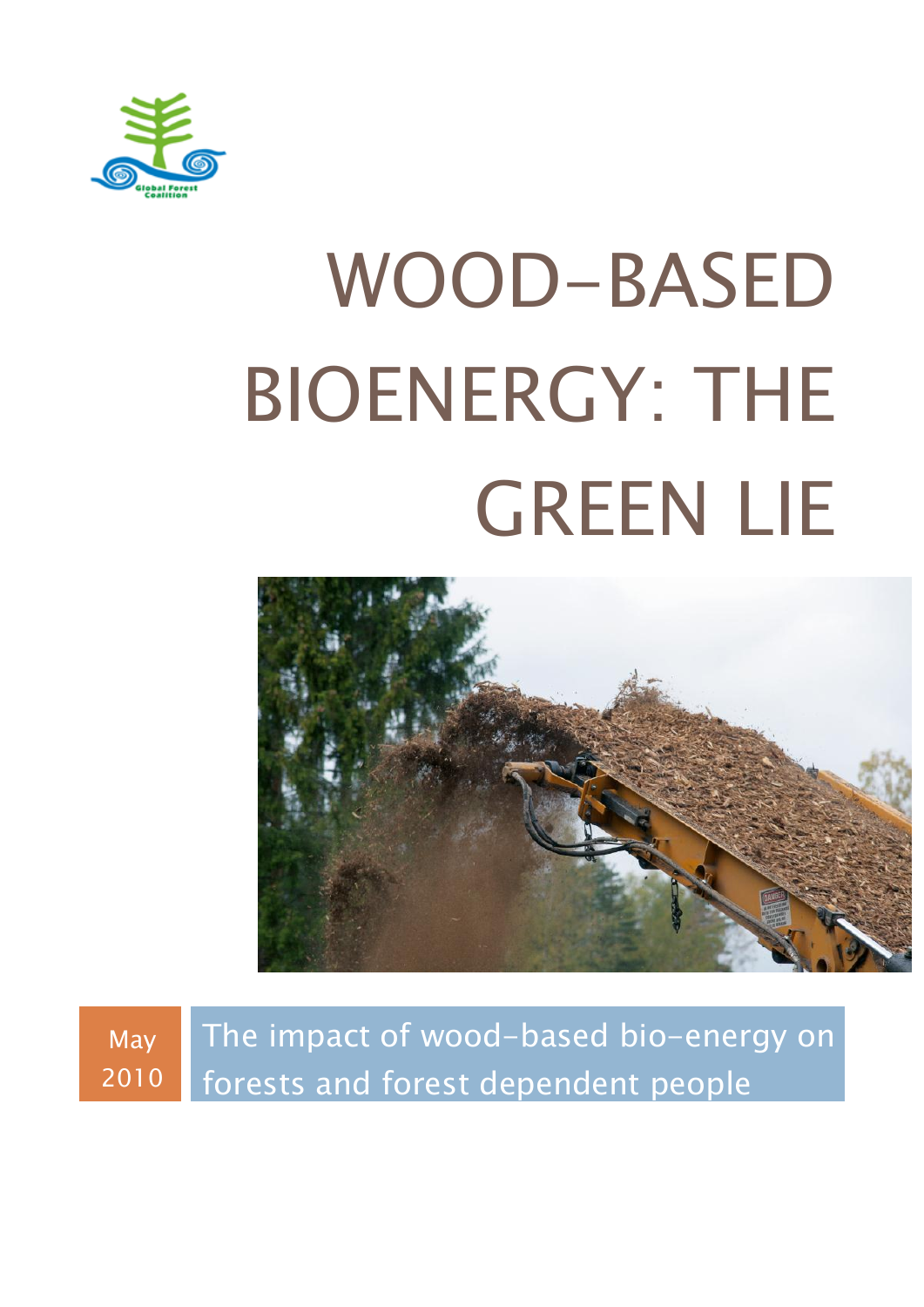Global Forest Coalition

# WOOD-BASED BIOENERGY: THE GREEN LIE

May 2010

The impact of wood-based bio-energy on forests and forest dependent people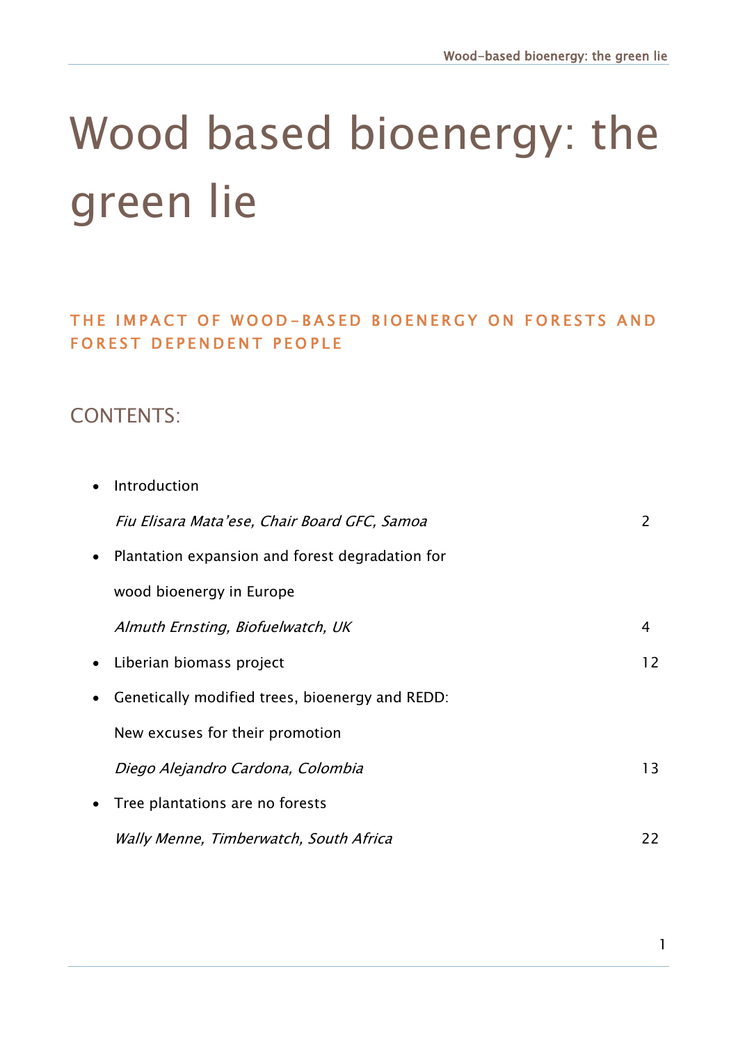# Wood based bioenergy: the green lie

## THE IMPACT OF WOOD-BASED BIOENERGY ON FORESTS AND FOREST DEPENDENT PEOPLE

## CONTENTS:

- Introduction

  *Fiu Elisara Mata'ese, Chair Board GFC, Samoa* 2

- Plantation expansion and forest degradation for wood bioenergy in Europe

  *Almuth Ernsting, Biofuelwatch, UK* 4

- Liberian biomass project 12

- Genetically modified trees, bioenergy and REDD: New excuses for their promotion

  *Diego Alejandro Cardona, Colombia* 13

- Tree plantations are no forests

  *Wally Menne, Timberwatch, South Africa* 22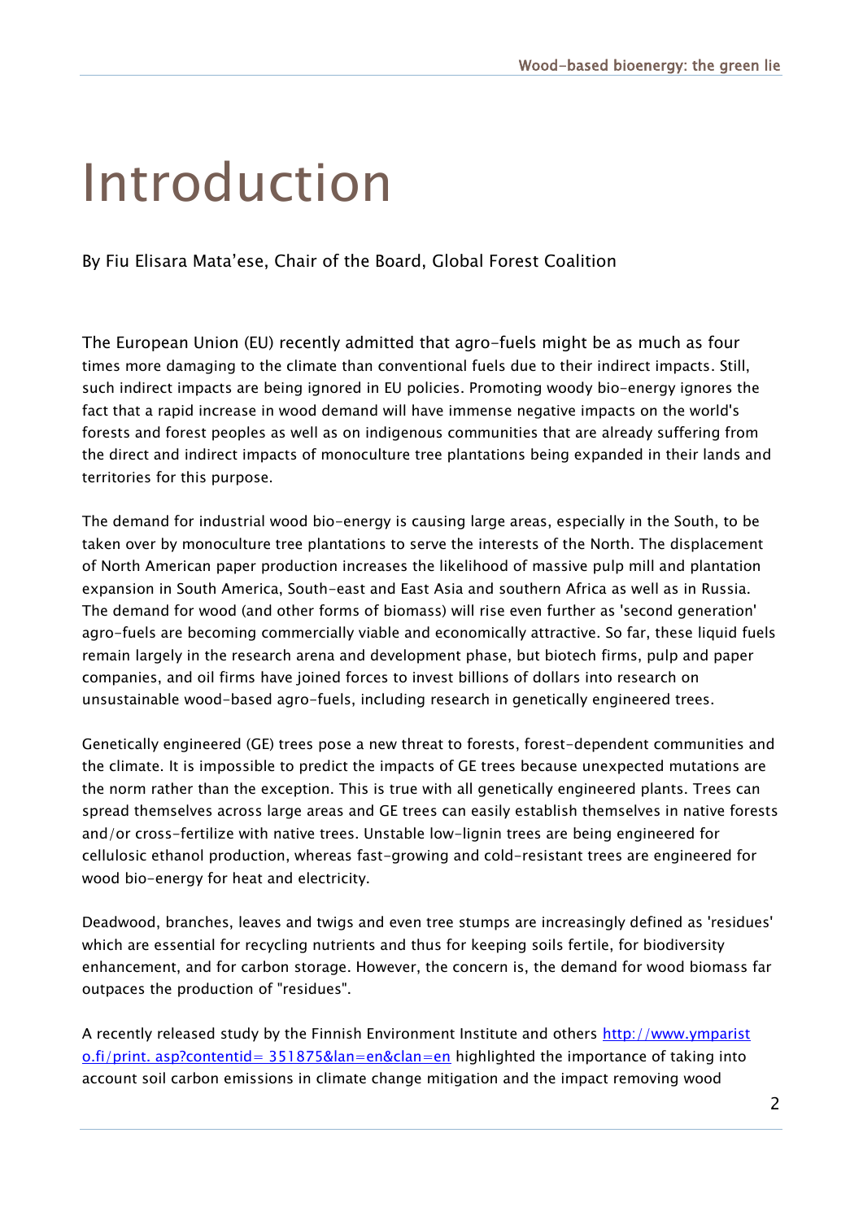# Introduction

By Fiu Elisara Mata'ese, Chair of the Board, Global Forest Coalition

The European Union (EU) recently admitted that agro-fuels might be as much as four times more damaging to the climate than conventional fuels due to their indirect impacts. Still, such indirect impacts are being ignored in EU policies. Promoting woody bio-energy ignores the fact that a rapid increase in wood demand will have immense negative impacts on the world's forests and forest peoples as well as on indigenous communities that are already suffering from the direct and indirect impacts of monoculture tree plantations being expanded in their lands and territories for this purpose.

The demand for industrial wood bio-energy is causing large areas, especially in the South, to be taken over by monoculture tree plantations to serve the interests of the North. The displacement of North American paper production increases the likelihood of massive pulp mill and plantation expansion in South America, South-east and East Asia and southern Africa as well as in Russia. The demand for wood (and other forms of biomass) will rise even further as 'second generation' agro-fuels are becoming commercially viable and economically attractive. So far, these liquid fuels remain largely in the research arena and development phase, but biotech firms, pulp and paper companies, and oil firms have joined forces to invest billions of dollars into research on unsustainable wood-based agro-fuels, including research in genetically engineered trees.

Genetically engineered (GE) trees pose a new threat to forests, forest-dependent communities and the climate. It is impossible to predict the impacts of GE trees because unexpected mutations are the norm rather than the exception. This is true with all genetically engineered plants. Trees can spread themselves across large areas and GE trees can easily establish themselves in native forests and/or cross-fertilize with native trees. Unstable low-lignin trees are being engineered for cellulosic ethanol production, whereas fast-growing and cold-resistant trees are engineered for wood bio-energy for heat and electricity.

Deadwood, branches, leaves and twigs and even tree stumps are increasingly defined as 'residues' which are essential for recycling nutrients and thus for keeping soils fertile, for biodiversity enhancement, and for carbon storage. However, the concern is, the demand for wood biomass far outpaces the production of "residues".

A recently released study by the Finnish Environment Institute and others [http://www.ymparisto.fi/print. asp?contentid= 351875&lan=en&clan=en](http://www.ymparisto.fi/print.asp?contentid=351875&lan=en&clan=en) highlighted the importance of taking into account soil carbon emissions in climate change mitigation and the impact removing wood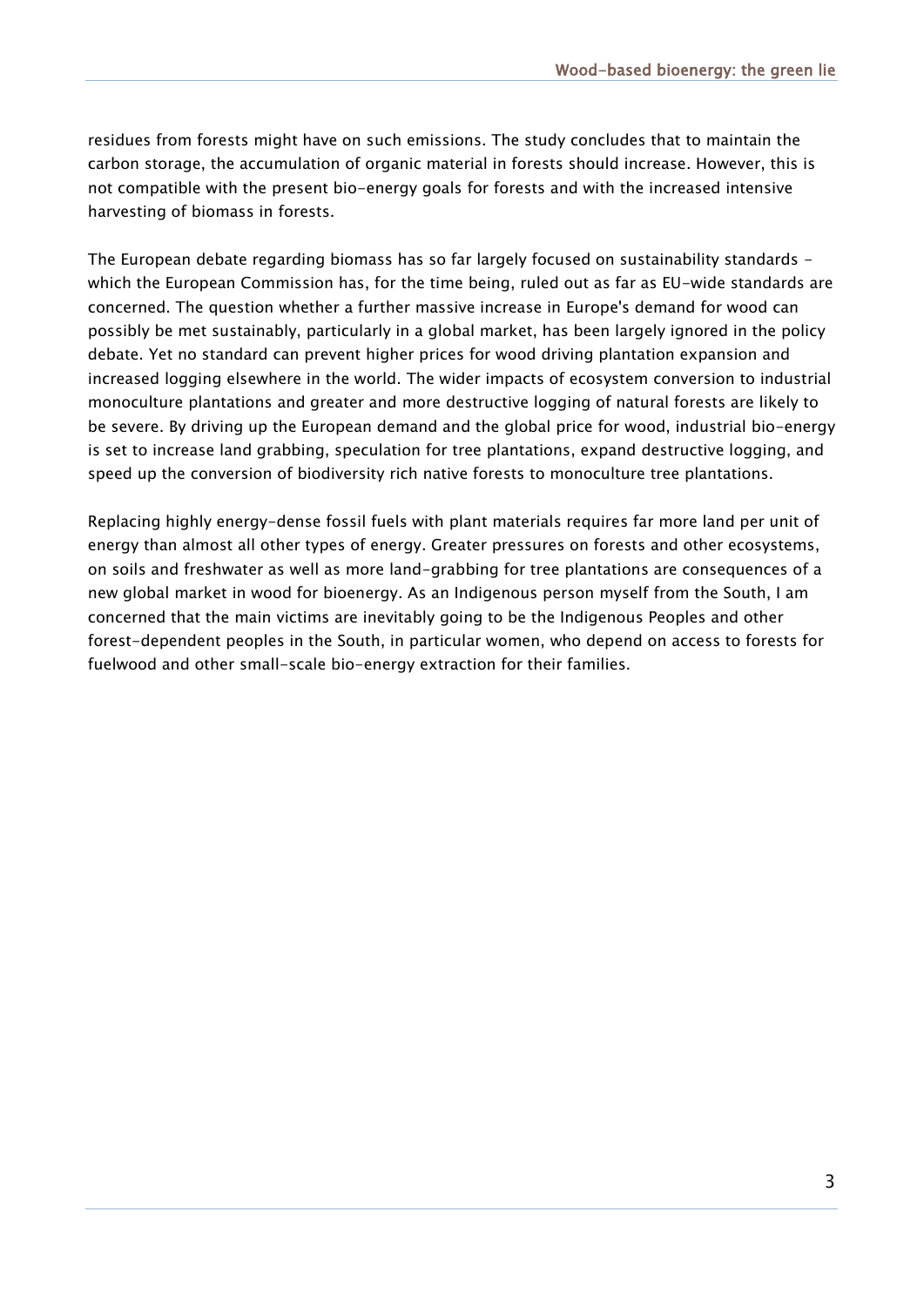residues from forests might have on such emissions. The study concludes that to maintain the carbon storage, the accumulation of organic material in forests should increase. However, this is not compatible with the present bio-energy goals for forests and with the increased intensive harvesting of biomass in forests.

The European debate regarding biomass has so far largely focused on sustainability standards - which the European Commission has, for the time being, ruled out as far as EU-wide standards are concerned. The question whether a further massive increase in Europe's demand for wood can possibly be met sustainably, particularly in a global market, has been largely ignored in the policy debate. Yet no standard can prevent higher prices for wood driving plantation expansion and increased logging elsewhere in the world. The wider impacts of ecosystem conversion to industrial monoculture plantations and greater and more destructive logging of natural forests are likely to be severe. By driving up the European demand and the global price for wood, industrial bio-energy is set to increase land grabbing, speculation for tree plantations, expand destructive logging, and speed up the conversion of biodiversity rich native forests to monoculture tree plantations.

Replacing highly energy-dense fossil fuels with plant materials requires far more land per unit of energy than almost all other types of energy. Greater pressures on forests and other ecosystems, on soils and freshwater as well as more land-grabbing for tree plantations are consequences of a new global market in wood for bioenergy. As an Indigenous person myself from the South, I am concerned that the main victims are inevitably going to be the Indigenous Peoples and other forest-dependent peoples in the South, in particular women, who depend on access to forests for fuelwood and other small-scale bio-energy extraction for their families.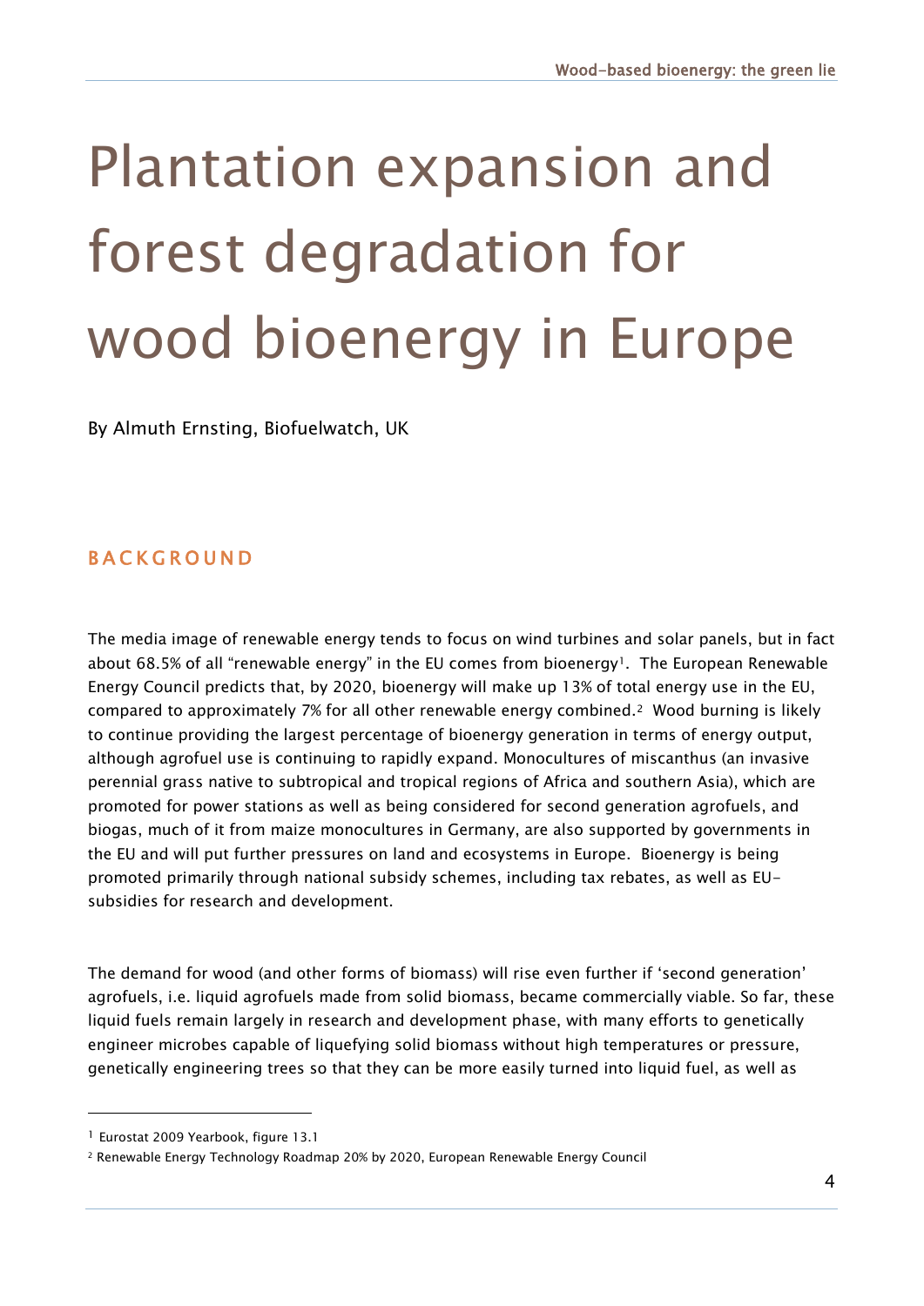# Plantation expansion and forest degradation for wood bioenergy in Europe

By Almuth Ernsting, Biofuelwatch, UK

## BACKGROUND

The media image of renewable energy tends to focus on wind turbines and solar panels, but in fact about 68.5% of all "renewable energy" in the EU comes from bioenergy[1]. The European Renewable Energy Council predicts that, by 2020, bioenergy will make up 13% of total energy use in the EU, compared to approximately 7% for all other renewable energy combined.[2] Wood burning is likely to continue providing the largest percentage of bioenergy generation in terms of energy output, although agrofuel use is continuing to rapidly expand. Monocultures of miscanthus (an invasive perennial grass native to subtropical and tropical regions of Africa and southern Asia), which are promoted for power stations as well as being considered for second generation agrofuels, and biogas, much of it from maize monocultures in Germany, are also supported by governments in the EU and will put further pressures on land and ecosystems in Europe. Bioenergy is being promoted primarily through national subsidy schemes, including tax rebates, as well as EU-subsidies for research and development.

The demand for wood (and other forms of biomass) will rise even further if 'second generation' agrofuels, i.e. liquid agrofuels made from solid biomass, became commercially viable. So far, these liquid fuels remain largely in research and development phase, with many efforts to genetically engineer microbes capable of liquefying solid biomass without high temperatures or pressure, genetically engineering trees so that they can be more easily turned into liquid fuel, as well as

[1] Eurostat 2009 Yearbook, figure 13.1

[2] Renewable Energy Technology Roadmap 20% by 2020, European Renewable Energy Council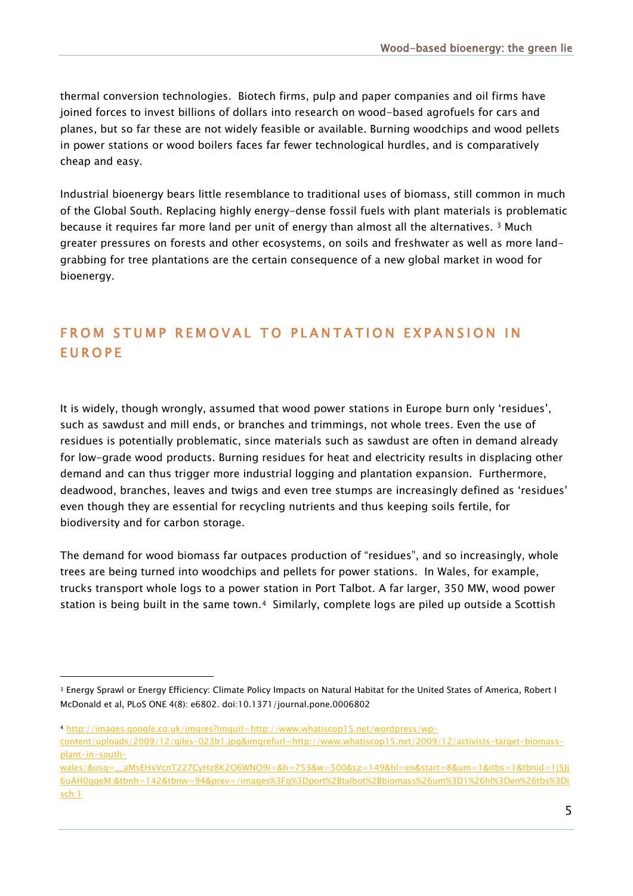thermal conversion technologies. Biotech firms, pulp and paper companies and oil firms have joined forces to invest billions of dollars into research on wood-based agrofuels for cars and planes, but so far these are not widely feasible or available. Burning woodchips and wood pellets in power stations or wood boilers faces far fewer technological hurdles, and is comparatively cheap and easy.

Industrial bioenergy bears little resemblance to traditional uses of biomass, still common in much of the Global South. Replacing highly energy-dense fossil fuels with plant materials is problematic because it requires far more land per unit of energy than almost all the alternatives. [3] Much greater pressures on forests and other ecosystems, on soils and freshwater as well as more land-grabbing for tree plantations are the certain consequence of a new global market in wood for bioenergy.

## FROM STUMP REMOVAL TO PLANTATION EXPANSION IN EUROPE

It is widely, though wrongly, assumed that wood power stations in Europe burn only 'residues', such as sawdust and mill ends, or branches and trimmings, not whole trees. Even the use of residues is potentially problematic, since materials such as sawdust are often in demand already for low-grade wood products. Burning residues for heat and electricity results in displacing other demand and can thus trigger more industrial logging and plantation expansion. Furthermore, deadwood, branches, leaves and twigs and even tree stumps are increasingly defined as 'residues' even though they are essential for recycling nutrients and thus keeping soils fertile, for biodiversity and for carbon storage.

The demand for wood biomass far outpaces production of "residues", and so increasingly, whole trees are being turned into woodchips and pellets for power stations. In Wales, for example, trucks transport whole logs to a power station in Port Talbot. A far larger, 350 MW, wood power station is being built in the same town.[4] Similarly, complete logs are piled up outside a Scottish

---

[3] Energy Sprawl or Energy Efficiency: Climate Policy Impacts on Natural Habitat for the United States of America, Robert I McDonald et al, PLoS ONE 4(8): e6802. doi:10.1371/journal.pone.0006802

[4] http://images.google.co.uk/imgres?imgurl=http://www.whatiscop15.net/wordpress/wp-content/uploads/2009/12/giles-023b1.jpg&imgrefurl=http://www.whatiscop15.net/2009/12/activists-target-biomass-plant-in-south-wales/&usg=__aMsEHxVcnT227CyHz8K2O6WNO9I=&h=753&w=500&sz=149&hl=en&start=8&um=1&itbs=1&tbnid=1j5Jj6uAH0qqeM:&tbnh=142&tbnw=94&prev=/images%3Fq%3Dport%2Btalbot%2Bbiomass%26um%3D1%26hl%3Den%26tbs%3Disch:1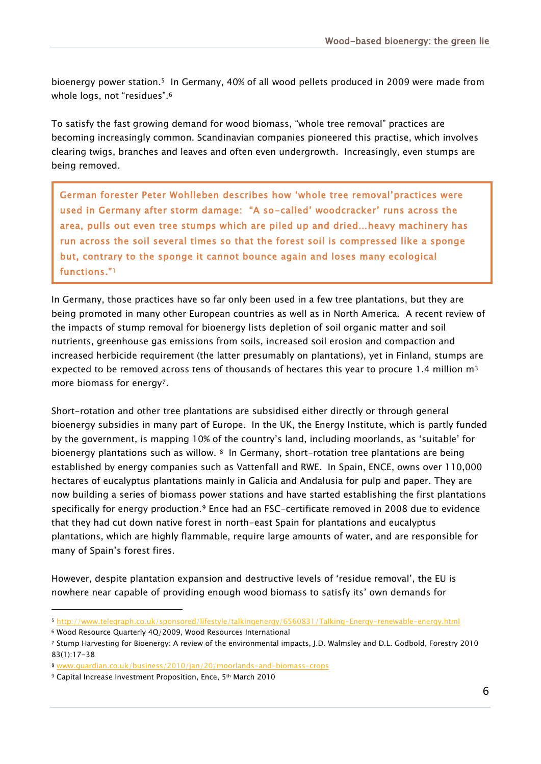bioenergy power station.[5] In Germany, 40% of all wood pellets produced in 2009 were made from whole logs, not "residues".[6]

To satisfy the fast growing demand for wood biomass, "whole tree removal" practices are becoming increasingly common. Scandinavian companies pioneered this practise, which involves clearing twigs, branches and leaves and often even undergrowth. Increasingly, even stumps are being removed.

> German forester Peter Wohlleben describes how 'whole tree removal'practices were used in Germany after storm damage: "A so-called' woodcracker' runs across the area, pulls out even tree stumps which are piled up and dried...heavy machinery has run across the soil several times so that the forest soil is compressed like a sponge but, contrary to the sponge it cannot bounce again and loses many ecological functions."[1]

In Germany, those practices have so far only been used in a few tree plantations, but they are being promoted in many other European countries as well as in North America. A recent review of the impacts of stump removal for bioenergy lists depletion of soil organic matter and soil nutrients, greenhouse gas emissions from soils, increased soil erosion and compaction and increased herbicide requirement (the latter presumably on plantations), yet in Finland, stumps are expected to be removed across tens of thousands of hectares this year to procure 1.4 million $m^3$ more biomass for energy[7].

Short-rotation and other tree plantations are subsidised either directly or through general bioenergy subsidies in many part of Europe. In the UK, the Energy Institute, which is partly funded by the government, is mapping 10% of the country's land, including moorlands, as 'suitable' for bioenergy plantations such as willow. [8] In Germany, short-rotation tree plantations are being established by energy companies such as Vattenfall and RWE. In Spain, ENCE, owns over 110,000 hectares of eucalyptus plantations mainly in Galicia and Andalusia for pulp and paper. They are now building a series of biomass power stations and have started establishing the first plantations specifically for energy production.[9] Ence had an FSC-certificate removed in 2008 due to evidence that they had cut down native forest in north-east Spain for plantations and eucalyptus plantations, which are highly flammable, require large amounts of water, and are responsible for many of Spain's forest fires.

However, despite plantation expansion and destructive levels of 'residue removal', the EU is nowhere near capable of providing enough wood biomass to satisfy its' own demands for

---

[5] http://www.telegraph.co.uk/sponsored/lifestyle/talkingenergy/6560831/Talking-Energy-renewable-energy.html

[6] Wood Resource Quarterly 4Q/2009, Wood Resources International

[7] Stump Harvesting for Bioenergy: A review of the environmental impacts, J.D. Walmsley and D.L. Godbold, Forestry 2010 83(1):17-38

[8] www.guardian.co.uk/business/2010/jan/20/moorlands-and-biomass-crops

[9] Capital Increase Investment Proposition, Ence, 5th March 2010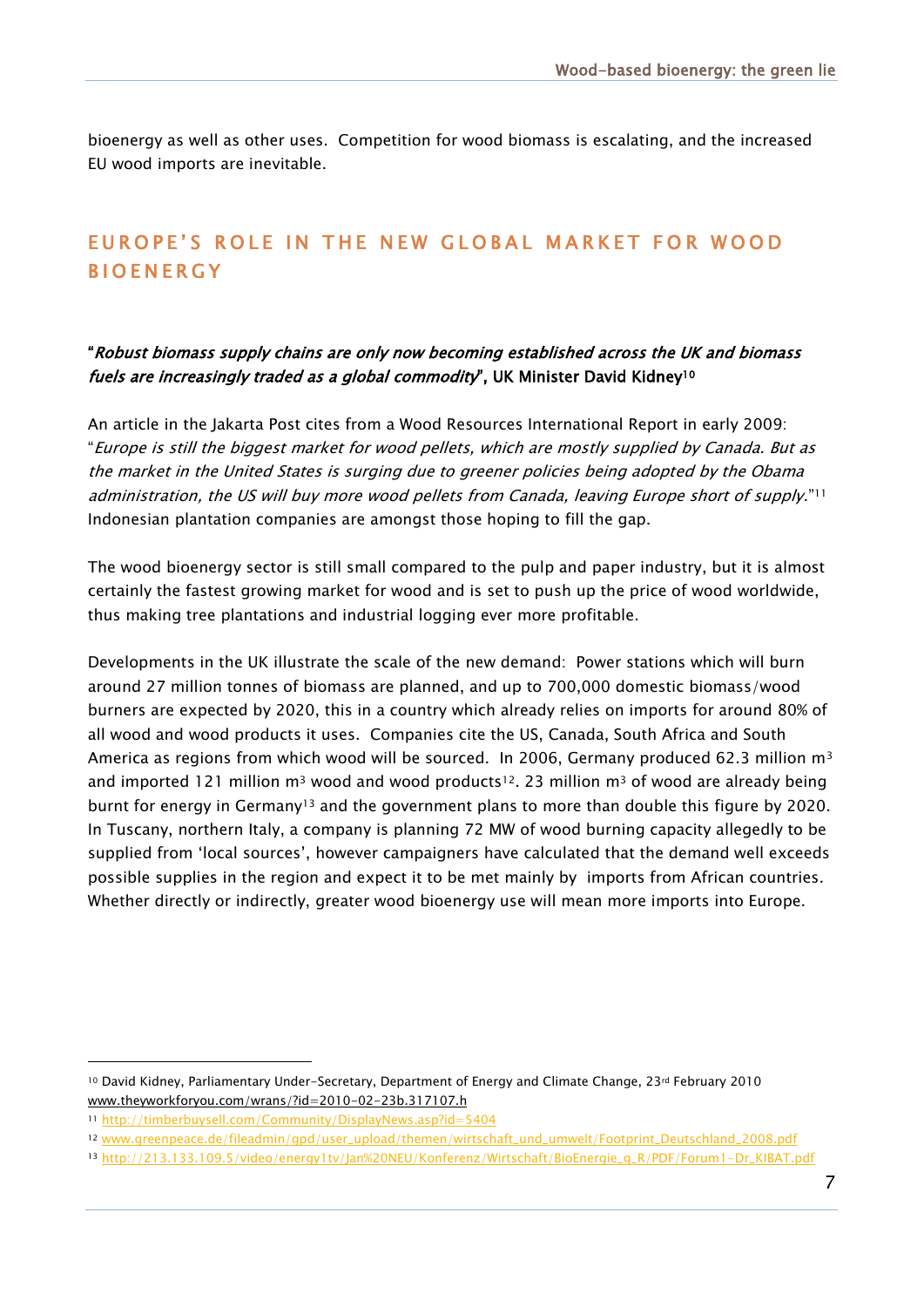bioenergy as well as other uses. Competition for wood biomass is escalating, and the increased EU wood imports are inevitable.

## EUROPE'S ROLE IN THE NEW GLOBAL MARKET FOR WOOD BIOENERGY

**"*Robust biomass supply chains are only now becoming established across the UK and biomass fuels are increasingly traded as a global commodity*", UK Minister David Kidney[10]**

An article in the Jakarta Post cites from a Wood Resources International Report in early 2009: "*Europe is still the biggest market for wood pellets, which are mostly supplied by Canada. But as the market in the United States is surging due to greener policies being adopted by the Obama administration, the US will buy more wood pellets from Canada, leaving Europe short of supply.*"[11] Indonesian plantation companies are amongst those hoping to fill the gap.

The wood bioenergy sector is still small compared to the pulp and paper industry, but it is almost certainly the fastest growing market for wood and is set to push up the price of wood worldwide, thus making tree plantations and industrial logging ever more profitable.

Developments in the UK illustrate the scale of the new demand: Power stations which will burn around 27 million tonnes of biomass are planned, and up to 700,000 domestic biomass/wood burners are expected by 2020, this in a country which already relies on imports for around 80% of all wood and wood products it uses. Companies cite the US, Canada, South Africa and South America as regions from which wood will be sourced. In 2006, Germany produced 62.3 million $m^3$ and imported 121 million $m^3$ wood and wood products[12]. 23 million $m^3$ of wood are already being burnt for energy in Germany[13] and the government plans to more than double this figure by 2020. In Tuscany, northern Italy, a company is planning 72 MW of wood burning capacity allegedly to be supplied from 'local sources', however campaigners have calculated that the demand well exceeds possible supplies in the region and expect it to be met mainly by imports from African countries. Whether directly or indirectly, greater wood bioenergy use will mean more imports into Europe.

---

[10] David Kidney, Parliamentary Under-Secretary, Department of Energy and Climate Change, 23rd February 2010 www.theyworkforyou.com/wrans/?id=2010-02-23b.317107.h

[11] http://timberbuysell.com/Community/DisplayNews.asp?id=5404

[12] www.greenpeace.de/fileadmin/gpd/user_upload/themen/wirtschaft_und_umwelt/Footprint_Deutschland_2008.pdf

[13] http://213.133.109.5/video/energy1tv/Jan%20NEU/Konferenz/Wirtschaft/BioEnergie_g_R/PDF/Forum1-Dr_KIBAT.pdf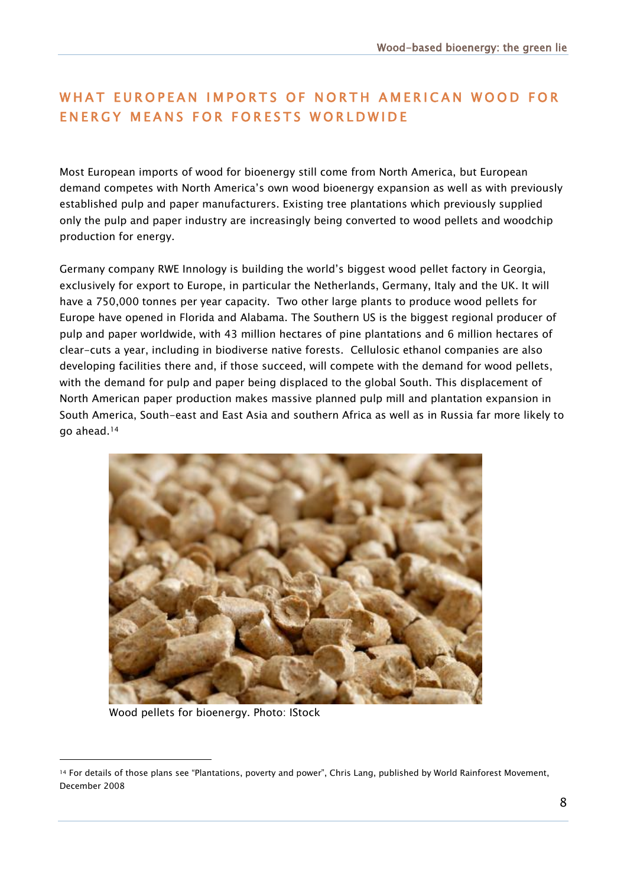## WHAT EUROPEAN IMPORTS OF NORTH AMERICAN WOOD FOR ENERGY MEANS FOR FORESTS WORLDWIDE

Most European imports of wood for bioenergy still come from North America, but European demand competes with North America's own wood bioenergy expansion as well as with previously established pulp and paper manufacturers. Existing tree plantations which previously supplied only the pulp and paper industry are increasingly being converted to wood pellets and woodchip production for energy.

Germany company RWE Innology is building the world's biggest wood pellet factory in Georgia, exclusively for export to Europe, in particular the Netherlands, Germany, Italy and the UK. It will have a 750,000 tonnes per year capacity. Two other large plants to produce wood pellets for Europe have opened in Florida and Alabama. The Southern US is the biggest regional producer of pulp and paper worldwide, with 43 million hectares of pine plantations and 6 million hectares of clear-cuts a year, including in biodiverse native forests. Cellulosic ethanol companies are also developing facilities there and, if those succeed, will compete with the demand for wood pellets, with the demand for pulp and paper being displaced to the global South. This displacement of North American paper production makes massive planned pulp mill and plantation expansion in South America, South-east and East Asia and southern Africa as well as in Russia far more likely to go ahead.[14]

Wood pellets for bioenergy. Photo: IStock

[14] For details of those plans see "Plantations, poverty and power", Chris Lang, published by World Rainforest Movement, December 2008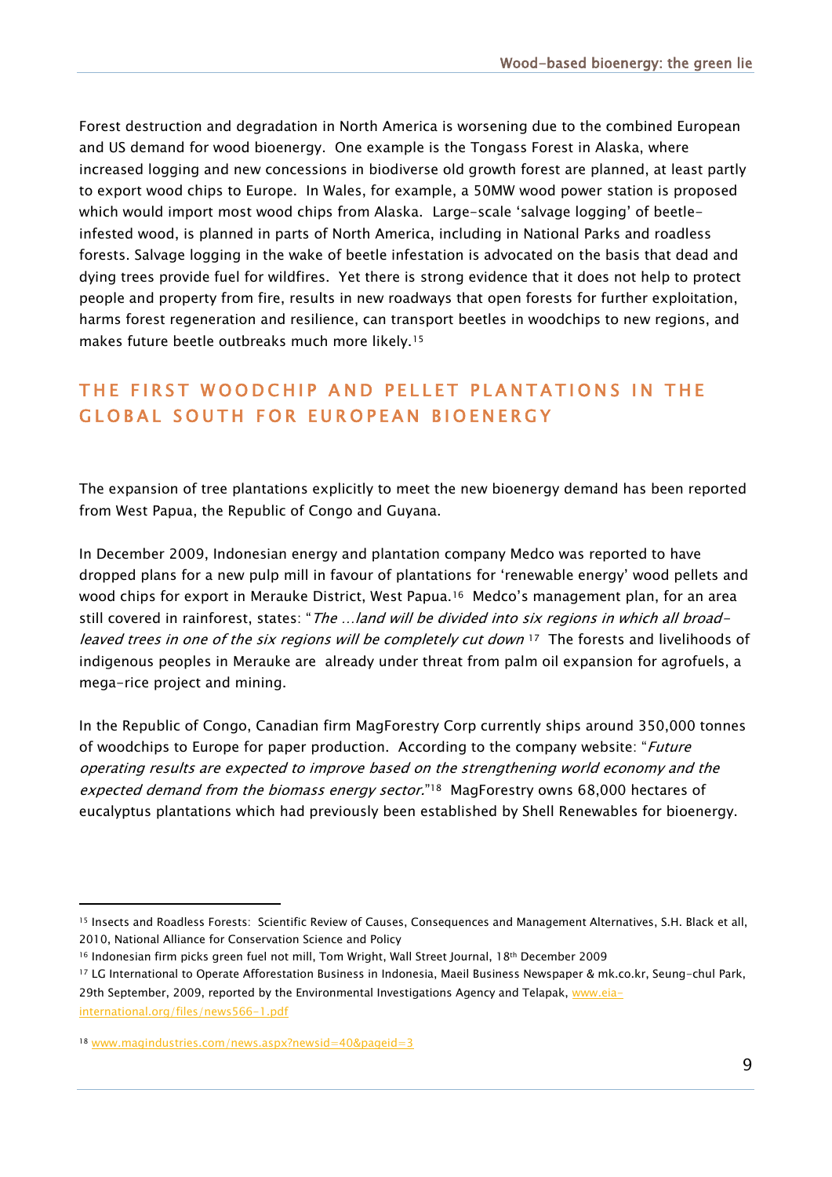Forest destruction and degradation in North America is worsening due to the combined European and US demand for wood bioenergy. One example is the Tongass Forest in Alaska, where increased logging and new concessions in biodiverse old growth forest are planned, at least partly to export wood chips to Europe. In Wales, for example, a 50MW wood power station is proposed which would import most wood chips from Alaska. Large-scale 'salvage logging' of beetle-infested wood, is planned in parts of North America, including in National Parks and roadless forests. Salvage logging in the wake of beetle infestation is advocated on the basis that dead and dying trees provide fuel for wildfires. Yet there is strong evidence that it does not help to protect people and property from fire, results in new roadways that open forests for further exploitation, harms forest regeneration and resilience, can transport beetles in woodchips to new regions, and makes future beetle outbreaks much more likely.[15]

## THE FIRST WOODCHIP AND PELLET PLANTATIONS IN THE GLOBAL SOUTH FOR EUROPEAN BIOENERGY

The expansion of tree plantations explicitly to meet the new bioenergy demand has been reported from West Papua, the Republic of Congo and Guyana.

In December 2009, Indonesian energy and plantation company Medco was reported to have dropped plans for a new pulp mill in favour of plantations for 'renewable energy' wood pellets and wood chips for export in Merauke District, West Papua.[16] Medco's management plan, for an area still covered in rainforest, states: "*The …land will be divided into six regions in which all broad-leaved trees in one of the six regions will be completely cut down* [17] The forests and livelihoods of indigenous peoples in Merauke are already under threat from palm oil expansion for agrofuels, a mega-rice project and mining.

In the Republic of Congo, Canadian firm MagForestry Corp currently ships around 350,000 tonnes of woodchips to Europe for paper production. According to the company website: "*Future operating results are expected to improve based on the strengthening world economy and the expected demand from the biomass energy sector.*"[18] MagForestry owns 68,000 hectares of eucalyptus plantations which had previously been established by Shell Renewables for bioenergy.

---

[15] Insects and Roadless Forests: Scientific Review of Causes, Consequences and Management Alternatives, S.H. Black et all, 2010, National Alliance for Conservation Science and Policy

[16] Indonesian firm picks green fuel not mill, Tom Wright, Wall Street Journal, 18th December 2009

[17] LG International to Operate Afforestation Business in Indonesia, Maeil Business Newspaper & mk.co.kr, Seung-chul Park, 29th September, 2009, reported by the Environmental Investigations Agency and Telapak, www.eia-international.org/files/news566-1.pdf

[18] www.magindustries.com/news.aspx?newsid=40&pageid=3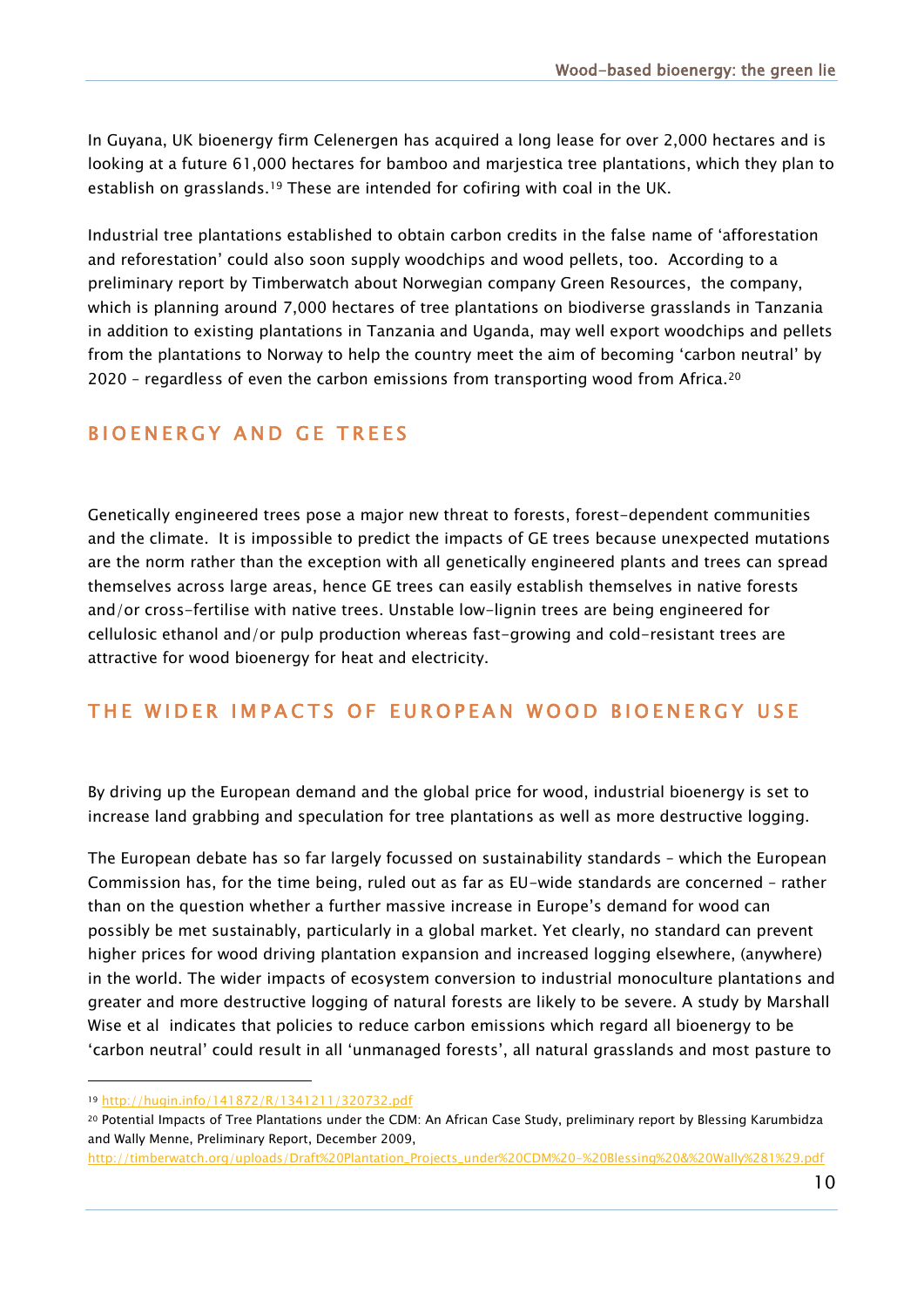In Guyana, UK bioenergy firm Celenergen has acquired a long lease for over 2,000 hectares and is looking at a future 61,000 hectares for bamboo and marjestica tree plantations, which they plan to establish on grasslands.[19] These are intended for cofiring with coal in the UK.

Industrial tree plantations established to obtain carbon credits in the false name of 'afforestation and reforestation' could also soon supply woodchips and wood pellets, too. According to a preliminary report by Timberwatch about Norwegian company Green Resources, the company, which is planning around 7,000 hectares of tree plantations on biodiverse grasslands in Tanzania in addition to existing plantations in Tanzania and Uganda, may well export woodchips and pellets from the plantations to Norway to help the country meet the aim of becoming 'carbon neutral' by 2020 – regardless of even the carbon emissions from transporting wood from Africa.[20]

## BIOENERGY AND GE TREES

Genetically engineered trees pose a major new threat to forests, forest-dependent communities and the climate. It is impossible to predict the impacts of GE trees because unexpected mutations are the norm rather than the exception with all genetically engineered plants and trees can spread themselves across large areas, hence GE trees can easily establish themselves in native forests and/or cross-fertilise with native trees. Unstable low-lignin trees are being engineered for cellulosic ethanol and/or pulp production whereas fast-growing and cold-resistant trees are attractive for wood bioenergy for heat and electricity.

## THE WIDER IMPACTS OF EUROPEAN WOOD BIOENERGY USE

By driving up the European demand and the global price for wood, industrial bioenergy is set to increase land grabbing and speculation for tree plantations as well as more destructive logging.

The European debate has so far largely focussed on sustainability standards – which the European Commission has, for the time being, ruled out as far as EU-wide standards are concerned – rather than on the question whether a further massive increase in Europe's demand for wood can possibly be met sustainably, particularly in a global market. Yet clearly, no standard can prevent higher prices for wood driving plantation expansion and increased logging elsewhere, (anywhere) in the world. The wider impacts of ecosystem conversion to industrial monoculture plantations and greater and more destructive logging of natural forests are likely to be severe. A study by Marshall Wise et al indicates that policies to reduce carbon emissions which regard all bioenergy to be 'carbon neutral' could result in all 'unmanaged forests', all natural grasslands and most pasture to

---

[19] http://hugin.info/141872/R/1341211/320732.pdf

[20] Potential Impacts of Tree Plantations under the CDM: An African Case Study, preliminary report by Blessing Karumbidza and Wally Menne, Preliminary Report, December 2009, http://timberwatch.org/uploads/Draft%20Plantation_Projects_under%20CDM%20-%20Blessing%20&%20Wally%281%29.pdf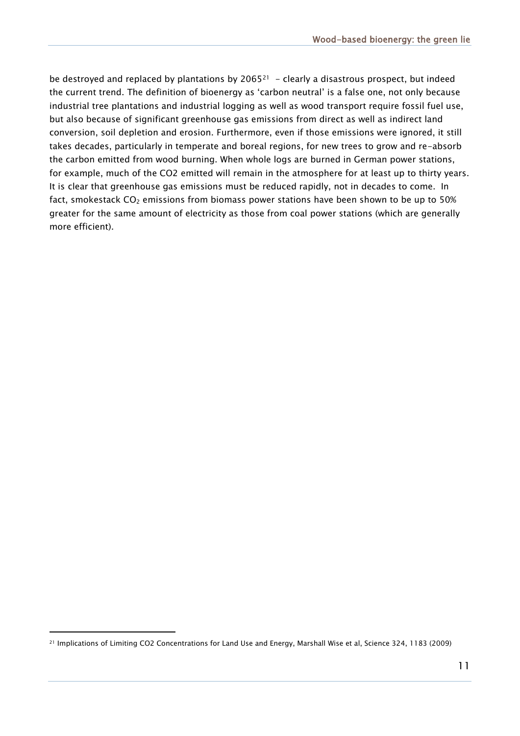be destroyed and replaced by plantations by 2065[21] - clearly a disastrous prospect, but indeed the current trend. The definition of bioenergy as 'carbon neutral' is a false one, not only because industrial tree plantations and industrial logging as well as wood transport require fossil fuel use, but also because of significant greenhouse gas emissions from direct as well as indirect land conversion, soil depletion and erosion. Furthermore, even if those emissions were ignored, it still takes decades, particularly in temperate and boreal regions, for new trees to grow and re-absorb the carbon emitted from wood burning. When whole logs are burned in German power stations, for example, much of the CO2 emitted will remain in the atmosphere for at least up to thirty years. It is clear that greenhouse gas emissions must be reduced rapidly, not in decades to come. In fact, smokestack $CO_2$ emissions from biomass power stations have been shown to be up to 50% greater for the same amount of electricity as those from coal power stations (which are generally more efficient).

[21] Implications of Limiting CO2 Concentrations for Land Use and Energy, Marshall Wise et al, Science 324, 1183 (2009)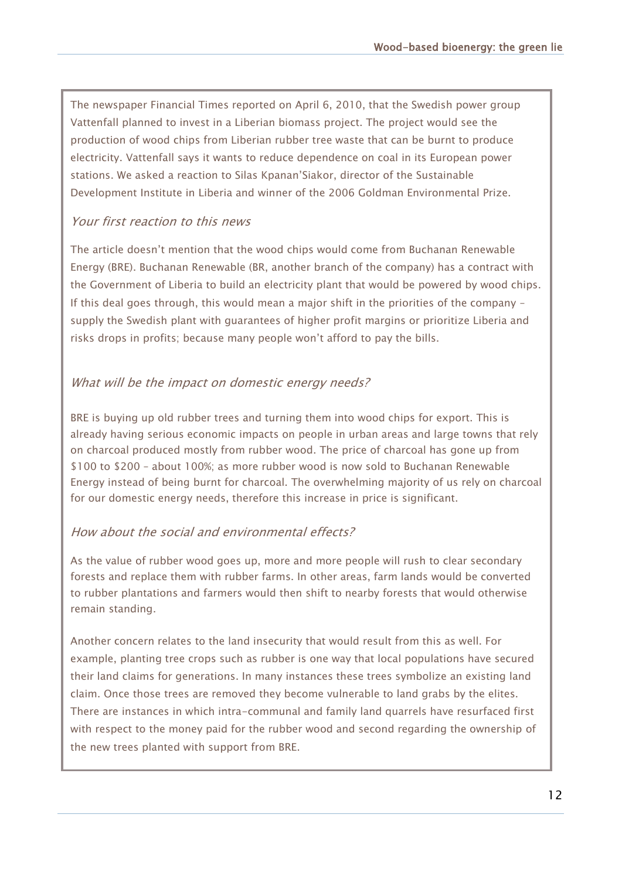The newspaper Financial Times reported on April 6, 2010, that the Swedish power group Vattenfall planned to invest in a Liberian biomass project. The project would see the production of wood chips from Liberian rubber tree waste that can be burnt to produce electricity. Vattenfall says it wants to reduce dependence on coal in its European power stations. We asked a reaction to Silas Kpanan'Siakor, director of the Sustainable Development Institute in Liberia and winner of the 2006 Goldman Environmental Prize.

### *Your first reaction to this news*

The article doesn't mention that the wood chips would come from Buchanan Renewable Energy (BRE). Buchanan Renewable (BR, another branch of the company) has a contract with the Government of Liberia to build an electricity plant that would be powered by wood chips. If this deal goes through, this would mean a major shift in the priorities of the company – supply the Swedish plant with guarantees of higher profit margins or prioritize Liberia and risks drops in profits; because many people won't afford to pay the bills.

### *What will be the impact on domestic energy needs?*

BRE is buying up old rubber trees and turning them into wood chips for export. This is already having serious economic impacts on people in urban areas and large towns that rely on charcoal produced mostly from rubber wood. The price of charcoal has gone up from $100 to $200 – about 100%; as more rubber wood is now sold to Buchanan Renewable Energy instead of being burnt for charcoal. The overwhelming majority of us rely on charcoal for our domestic energy needs, therefore this increase in price is significant.

### *How about the social and environmental effects?*

As the value of rubber wood goes up, more and more people will rush to clear secondary forests and replace them with rubber farms. In other areas, farm lands would be converted to rubber plantations and farmers would then shift to nearby forests that would otherwise remain standing.

Another concern relates to the land insecurity that would result from this as well. For example, planting tree crops such as rubber is one way that local populations have secured their land claims for generations. In many instances these trees symbolize an existing land claim. Once those trees are removed they become vulnerable to land grabs by the elites. There are instances in which intra-communal and family land quarrels have resurfaced first with respect to the money paid for the rubber wood and second regarding the ownership of the new trees planted with support from BRE.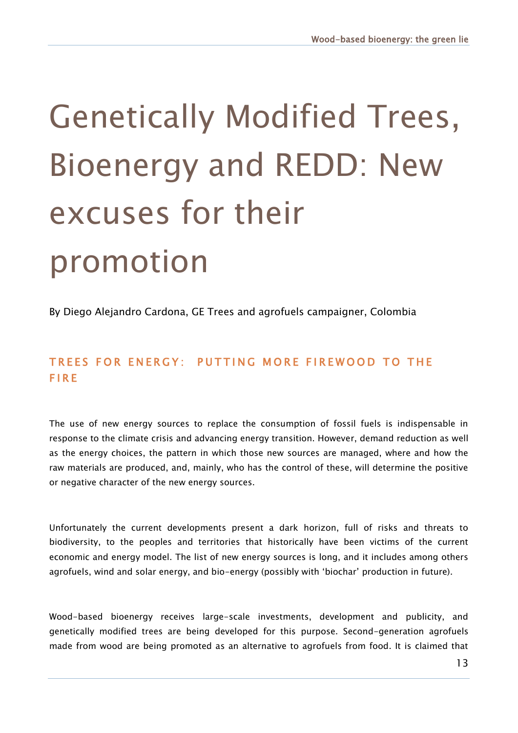# Genetically Modified Trees, Bioenergy and REDD: New excuses for their promotion

By Diego Alejandro Cardona, GE Trees and agrofuels campaigner, Colombia

## TREES FOR ENERGY: PUTTING MORE FIREWOOD TO THE FIRE

The use of new energy sources to replace the consumption of fossil fuels is indispensable in response to the climate crisis and advancing energy transition. However, demand reduction as well as the energy choices, the pattern in which those new sources are managed, where and how the raw materials are produced, and, mainly, who has the control of these, will determine the positive or negative character of the new energy sources.

Unfortunately the current developments present a dark horizon, full of risks and threats to biodiversity, to the peoples and territories that historically have been victims of the current economic and energy model. The list of new energy sources is long, and it includes among others agrofuels, wind and solar energy, and bio-energy (possibly with 'biochar' production in future).

Wood-based bioenergy receives large-scale investments, development and publicity, and genetically modified trees are being developed for this purpose. Second-generation agrofuels made from wood are being promoted as an alternative to agrofuels from food. It is claimed that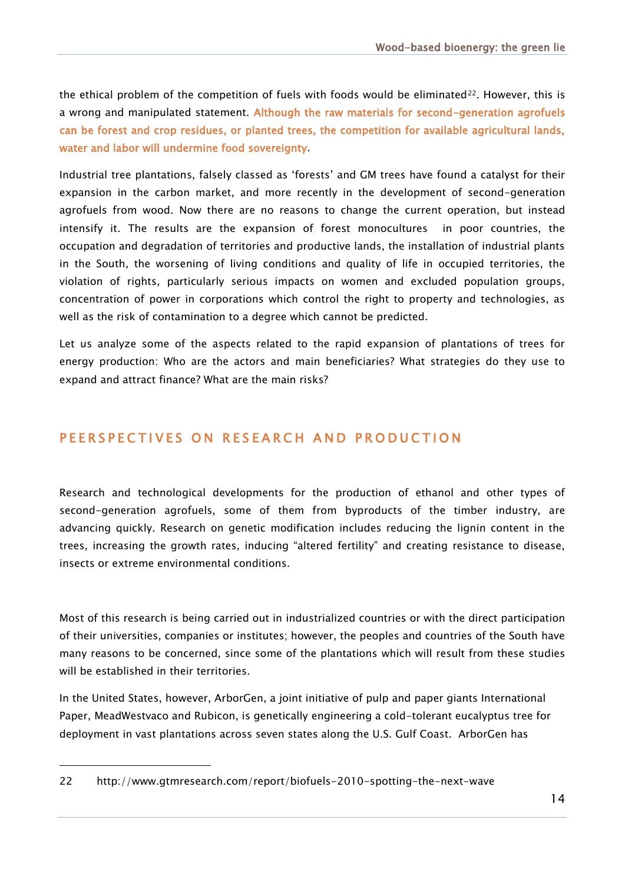the ethical problem of the competition of fuels with foods would be eliminated[22]. However, this is a wrong and manipulated statement. **Although the raw materials for second-generation agrofuels can be forest and crop residues, or planted trees, the competition for available agricultural lands, water and labor will undermine food sovereignty**.

Industrial tree plantations, falsely classed as 'forests' and GM trees have found a catalyst for their expansion in the carbon market, and more recently in the development of second-generation agrofuels from wood. Now there are no reasons to change the current operation, but instead intensify it. The results are the expansion of forest monocultures in poor countries, the occupation and degradation of territories and productive lands, the installation of industrial plants in the South, the worsening of living conditions and quality of life in occupied territories, the violation of rights, particularly serious impacts on women and excluded population groups, concentration of power in corporations which control the right to property and technologies, as well as the risk of contamination to a degree which cannot be predicted.

Let us analyze some of the aspects related to the rapid expansion of plantations of trees for energy production: Who are the actors and main beneficiaries? What strategies do they use to expand and attract finance? What are the main risks?

## PEERSPECTIVES ON RESEARCH AND PRODUCTION

Research and technological developments for the production of ethanol and other types of second-generation agrofuels, some of them from byproducts of the timber industry, are advancing quickly. Research on genetic modification includes reducing the lignin content in the trees, increasing the growth rates, inducing "altered fertility" and creating resistance to disease, insects or extreme environmental conditions.

Most of this research is being carried out in industrialized countries or with the direct participation of their universities, companies or institutes; however, the peoples and countries of the South have many reasons to be concerned, since some of the plantations which will result from these studies will be established in their territories.

In the United States, however, ArborGen, a joint initiative of pulp and paper giants International Paper, MeadWestvaco and Rubicon, is genetically engineering a cold-tolerant eucalyptus tree for deployment in vast plantations across seven states along the U.S. Gulf Coast. ArborGen has

22 http://www.gtmresearch.com/report/biofuels-2010-spotting-the-next-wave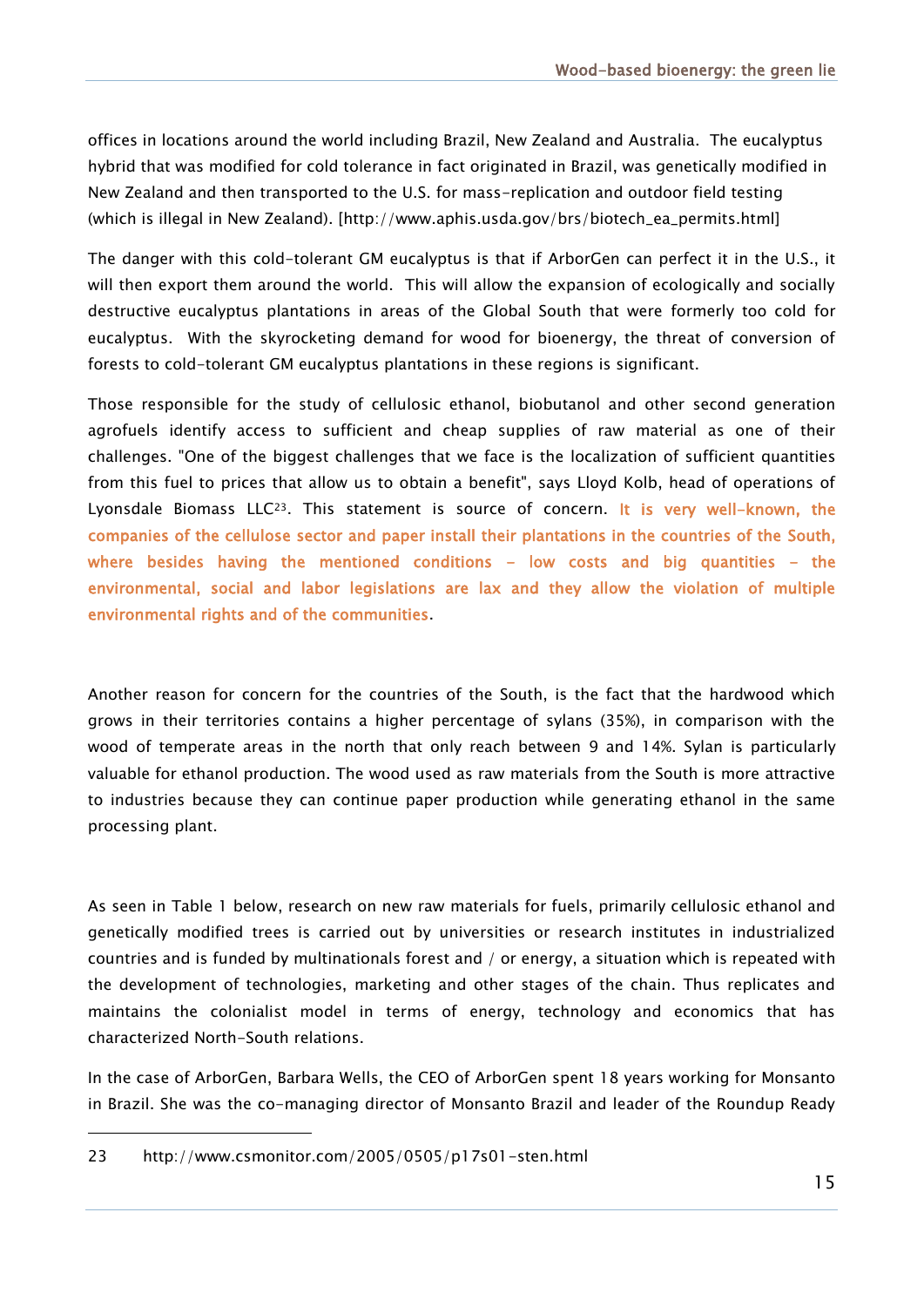offices in locations around the world including Brazil, New Zealand and Australia. The eucalyptus hybrid that was modified for cold tolerance in fact originated in Brazil, was genetically modified in New Zealand and then transported to the U.S. for mass-replication and outdoor field testing (which is illegal in New Zealand). [http://www.aphis.usda.gov/brs/biotech_ea_permits.html]

The danger with this cold-tolerant GM eucalyptus is that if ArborGen can perfect it in the U.S., it will then export them around the world. This will allow the expansion of ecologically and socially destructive eucalyptus plantations in areas of the Global South that were formerly too cold for eucalyptus. With the skyrocketing demand for wood for bioenergy, the threat of conversion of forests to cold-tolerant GM eucalyptus plantations in these regions is significant.

Those responsible for the study of cellulosic ethanol, biobutanol and other second generation agrofuels identify access to sufficient and cheap supplies of raw material as one of their challenges. "One of the biggest challenges that we face is the localization of sufficient quantities from this fuel to prices that allow us to obtain a benefit", says Lloyd Kolb, head of operations of Lyonsdale Biomass LLC[23]. This statement is source of concern. **It is very well-known, the companies of the cellulose sector and paper install their plantations in the countries of the South, where besides having the mentioned conditions – low costs and big quantities – the environmental, social and labor legislations are lax and they allow the violation of multiple environmental rights and of the communities**.

Another reason for concern for the countries of the South, is the fact that the hardwood which grows in their territories contains a higher percentage of sylans (35%), in comparison with the wood of temperate areas in the north that only reach between 9 and 14%. Sylan is particularly valuable for ethanol production. The wood used as raw materials from the South is more attractive to industries because they can continue paper production while generating ethanol in the same processing plant.

As seen in Table 1 below, research on new raw materials for fuels, primarily cellulosic ethanol and genetically modified trees is carried out by universities or research institutes in industrialized countries and is funded by multinationals forest and / or energy, a situation which is repeated with the development of technologies, marketing and other stages of the chain. Thus replicates and maintains the colonialist model in terms of energy, technology and economics that has characterized North-South relations.

In the case of ArborGen, Barbara Wells, the CEO of ArborGen spent 18 years working for Monsanto in Brazil. She was the co-managing director of Monsanto Brazil and leader of the Roundup Ready

---

23 http://www.csmonitor.com/2005/0505/p17s01-sten.html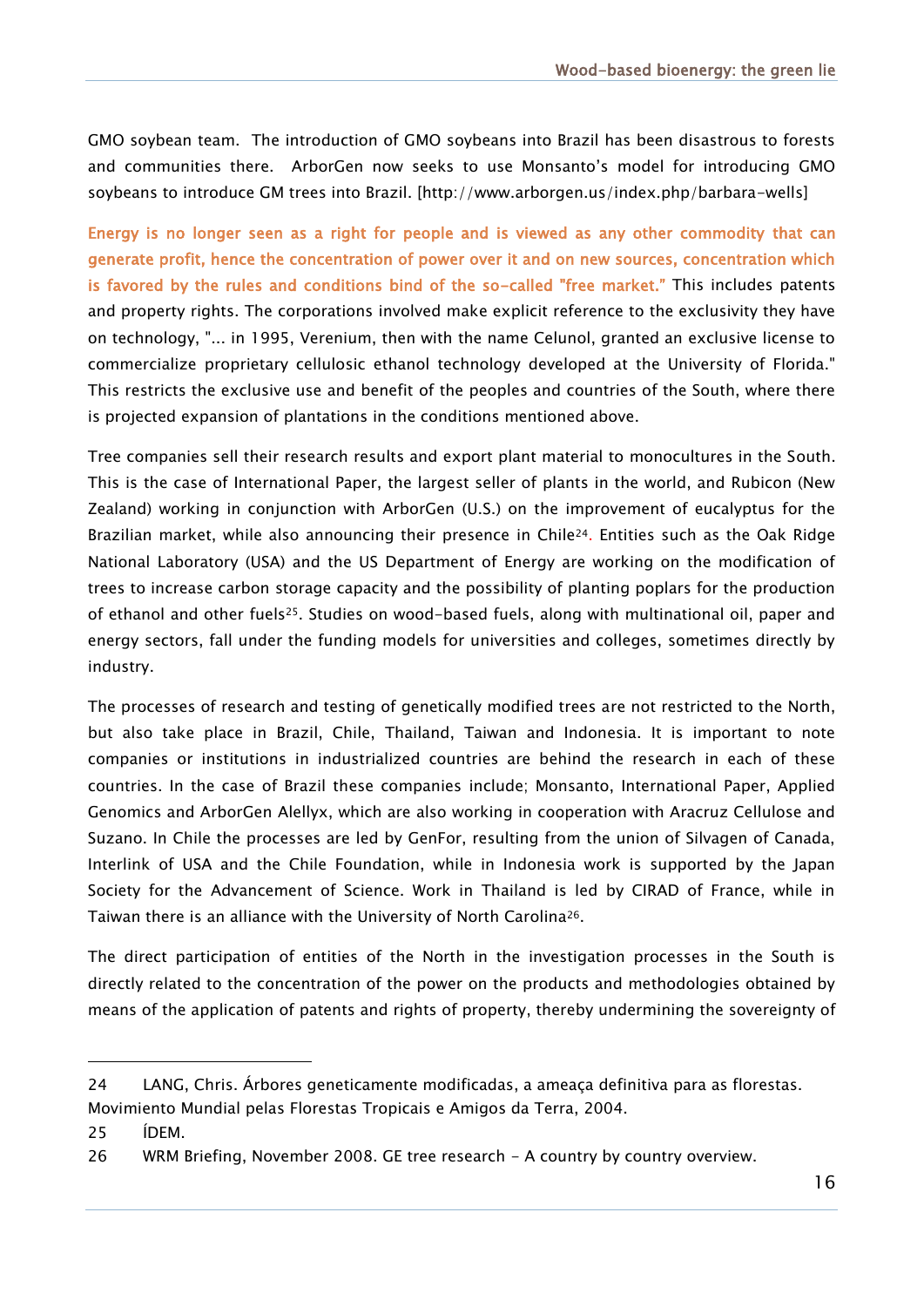GMO soybean team. The introduction of GMO soybeans into Brazil has been disastrous to forests and communities there. ArborGen now seeks to use Monsanto's model for introducing GMO soybeans to introduce GM trees into Brazil. [http://www.arborgen.us/index.php/barbara-wells]

**Energy is no longer seen as a right for people and is viewed as any other commodity that can generate profit, hence the concentration of power over it and on new sources, concentration which is favored by the rules and conditions bind of the so-called "free market."** This includes patents and property rights. The corporations involved make explicit reference to the exclusivity they have on technology, "... in 1995, Verenium, then with the name Celunol, granted an exclusive license to commercialize proprietary cellulosic ethanol technology developed at the University of Florida." This restricts the exclusive use and benefit of the peoples and countries of the South, where there is projected expansion of plantations in the conditions mentioned above.

Tree companies sell their research results and export plant material to monocultures in the South. This is the case of International Paper, the largest seller of plants in the world, and Rubicon (New Zealand) working in conjunction with ArborGen (U.S.) on the improvement of eucalyptus for the Brazilian market, while also announcing their presence in Chile[24]. Entities such as the Oak Ridge National Laboratory (USA) and the US Department of Energy are working on the modification of trees to increase carbon storage capacity and the possibility of planting poplars for the production of ethanol and other fuels[25]. Studies on wood-based fuels, along with multinational oil, paper and energy sectors, fall under the funding models for universities and colleges, sometimes directly by industry.

The processes of research and testing of genetically modified trees are not restricted to the North, but also take place in Brazil, Chile, Thailand, Taiwan and Indonesia. It is important to note companies or institutions in industrialized countries are behind the research in each of these countries. In the case of Brazil these companies include; Monsanto, International Paper, Applied Genomics and ArborGen Alellyx, which are also working in cooperation with Aracruz Cellulose and Suzano. In Chile the processes are led by GenFor, resulting from the union of Silvagen of Canada, Interlink of USA and the Chile Foundation, while in Indonesia work is supported by the Japan Society for the Advancement of Science. Work in Thailand is led by CIRAD of France, while in Taiwan there is an alliance with the University of North Carolina[26].

The direct participation of entities of the North in the investigation processes in the South is directly related to the concentration of the power on the products and methodologies obtained by means of the application of patents and rights of property, thereby undermining the sovereignty of

---

24 LANG, Chris. Árbores geneticamente modificadas, a ameaça definitiva para as florestas. Movimiento Mundial pelas Florestas Tropicais e Amigos da Terra, 2004.

25 ÍDEM.

26 WRM Briefing, November 2008. GE tree research - A country by country overview.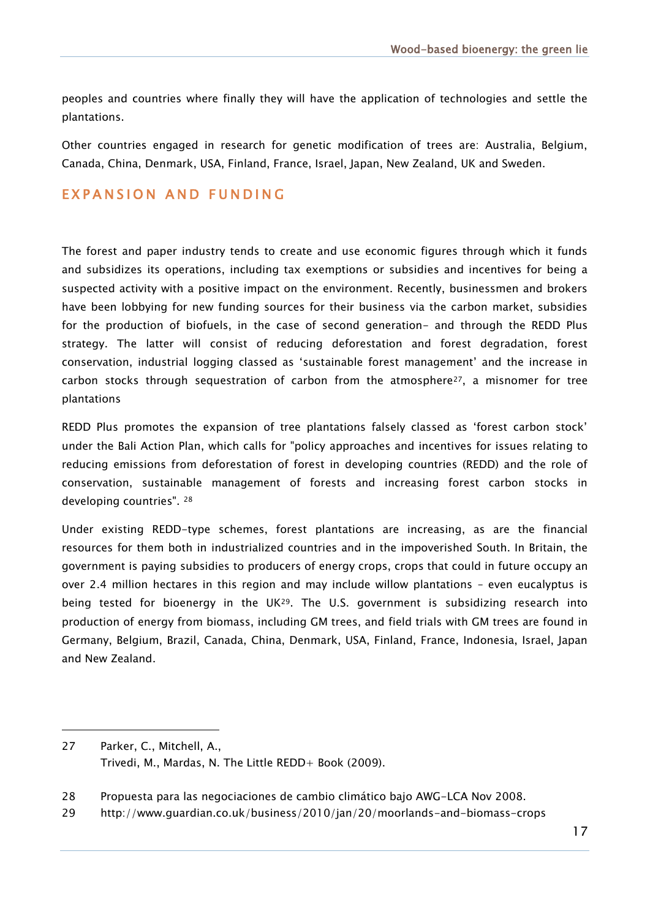peoples and countries where finally they will have the application of technologies and settle the plantations.

Other countries engaged in research for genetic modification of trees are: Australia, Belgium, Canada, China, Denmark, USA, Finland, France, Israel, Japan, New Zealand, UK and Sweden.

## EXPANSION AND FUNDING

The forest and paper industry tends to create and use economic figures through which it funds and subsidizes its operations, including tax exemptions or subsidies and incentives for being a suspected activity with a positive impact on the environment. Recently, businessmen and brokers have been lobbying for new funding sources for their business via the carbon market, subsidies for the production of biofuels, in the case of second generation- and through the REDD Plus strategy. The latter will consist of reducing deforestation and forest degradation, forest conservation, industrial logging classed as 'sustainable forest management' and the increase in carbon stocks through sequestration of carbon from the atmosphere[27], a misnomer for tree plantations

REDD Plus promotes the expansion of tree plantations falsely classed as 'forest carbon stock' under the Bali Action Plan, which calls for "policy approaches and incentives for issues relating to reducing emissions from deforestation of forest in developing countries (REDD) and the role of conservation, sustainable management of forests and increasing forest carbon stocks in developing countries". [28]

Under existing REDD-type schemes, forest plantations are increasing, as are the financial resources for them both in industrialized countries and in the impoverished South. In Britain, the government is paying subsidies to producers of energy crops, crops that could in future occupy an over 2.4 million hectares in this region and may include willow plantations - even eucalyptus is being tested for bioenergy in the UK[29]. The U.S. government is subsidizing research into production of energy from biomass, including GM trees, and field trials with GM trees are found in Germany, Belgium, Brazil, Canada, China, Denmark, USA, Finland, France, Indonesia, Israel, Japan and New Zealand.

---

27 Parker, C., Mitchell, A., Trivedi, M., Mardas, N. The Little REDD+ Book (2009).

28 Propuesta para las negociaciones de cambio climático bajo AWG-LCA Nov 2008.

29 http://www.guardian.co.uk/business/2010/jan/20/moorlands-and-biomass-crops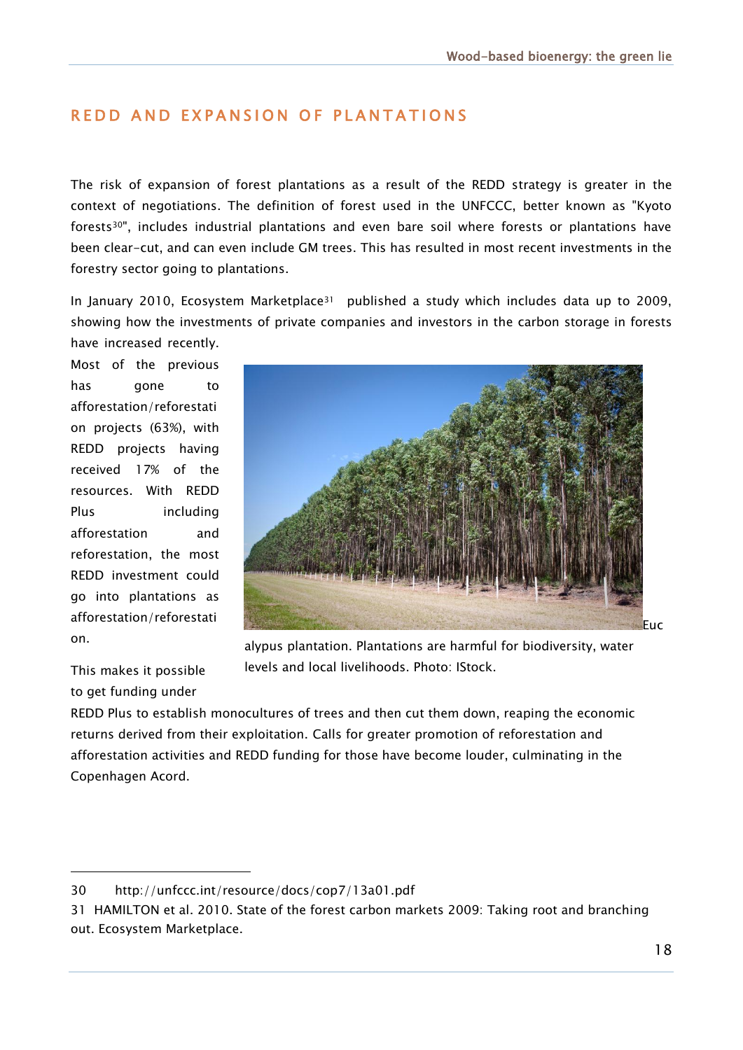## REDD AND EXPANSION OF PLANTATIONS

The risk of expansion of forest plantations as a result of the REDD strategy is greater in the context of negotiations. The definition of forest used in the UNFCCC, better known as "Kyoto forests[30]", includes industrial plantations and even bare soil where forests or plantations have been clear-cut, and can even include GM trees. This has resulted in most recent investments in the forestry sector going to plantations.

In January 2010, Ecosystem Marketplace[31] published a study which includes data up to 2009, showing how the investments of private companies and investors in the carbon storage in forests have increased recently.

Most of the previous has gone to afforestation/reforestation projects (63%), with REDD projects having received 17% of the resources. With REDD Plus including afforestation and reforestation, the most REDD investment could go into plantations as afforestation/reforestation.

Eucalyptus plantation. Plantations are harmful for biodiversity, water levels and local livelihoods. Photo: IStock.

This makes it possible to get funding under REDD Plus to establish monocultures of trees and then cut them down, reaping the economic returns derived from their exploitation. Calls for greater promotion of reforestation and afforestation activities and REDD funding for those have become louder, culminating in the Copenhagen Acord.

---

30 http://unfccc.int/resource/docs/cop7/13a01.pdf

31 HAMILTON et al. 2010. State of the forest carbon markets 2009: Taking root and branching out. Ecosystem Marketplace.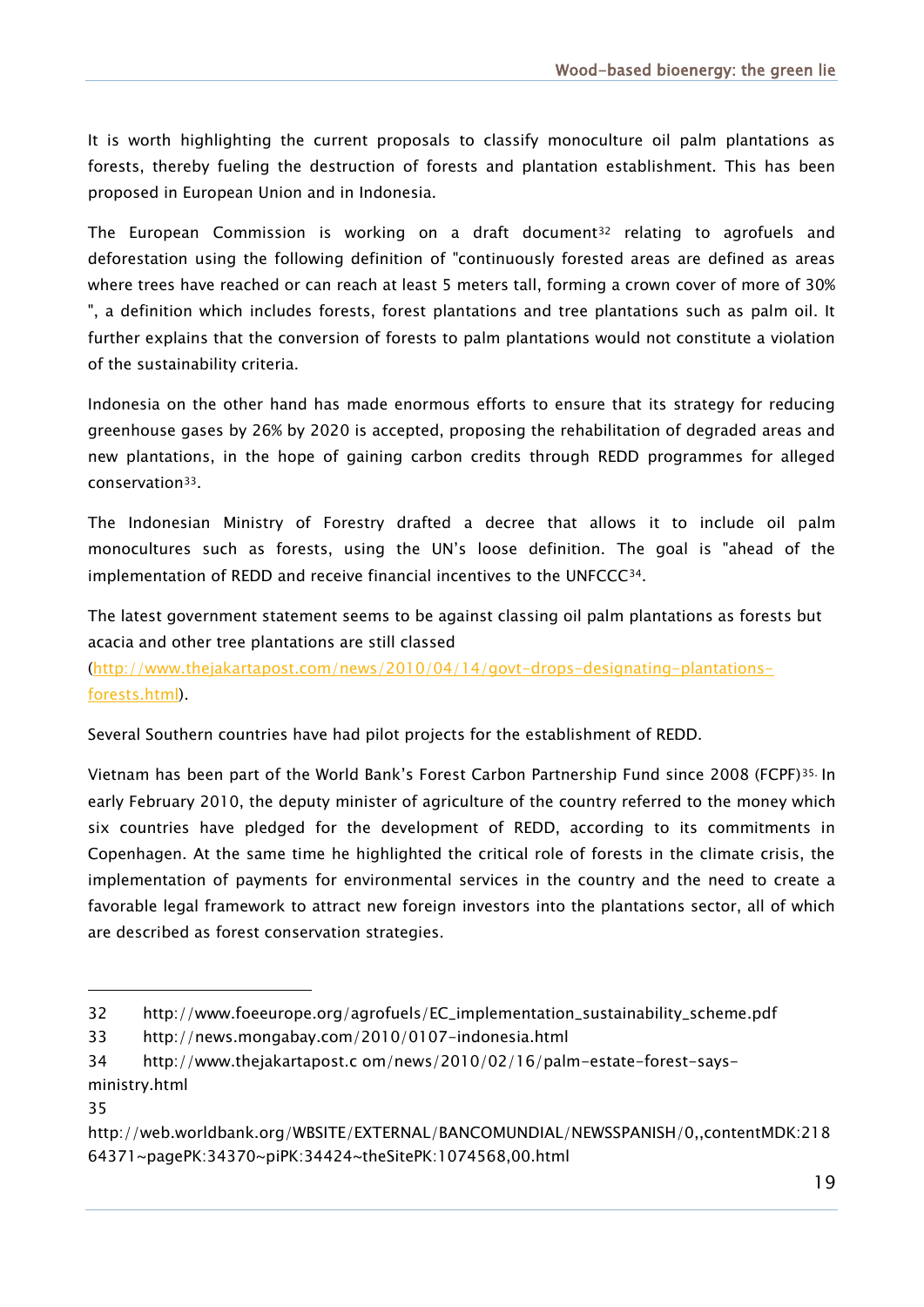It is worth highlighting the current proposals to classify monoculture oil palm plantations as forests, thereby fueling the destruction of forests and plantation establishment. This has been proposed in European Union and in Indonesia.

The European Commission is working on a draft document[32] relating to agrofuels and deforestation using the following definition of "continuously forested areas are defined as areas where trees have reached or can reach at least 5 meters tall, forming a crown cover of more of 30% ", a definition which includes forests, forest plantations and tree plantations such as palm oil. It further explains that the conversion of forests to palm plantations would not constitute a violation of the sustainability criteria.

Indonesia on the other hand has made enormous efforts to ensure that its strategy for reducing greenhouse gases by 26% by 2020 is accepted, proposing the rehabilitation of degraded areas and new plantations, in the hope of gaining carbon credits through REDD programmes for alleged conservation[33].

The Indonesian Ministry of Forestry drafted a decree that allows it to include oil palm monocultures such as forests, using the UN's loose definition. The goal is "ahead of the implementation of REDD and receive financial incentives to the UNFCCC[34].

The latest government statement seems to be against classing oil palm plantations as forests but acacia and other tree plantations are still classed (http://www.thejakartapost.com/news/2010/04/14/govt-drops-designating-plantations-forests.html).

Several Southern countries have had pilot projects for the establishment of REDD.

Vietnam has been part of the World Bank's Forest Carbon Partnership Fund since 2008 (FCPF)[35]. In early February 2010, the deputy minister of agriculture of the country referred to the money which six countries have pledged for the development of REDD, according to its commitments in Copenhagen. At the same time he highlighted the critical role of forests in the climate crisis, the implementation of payments for environmental services in the country and the need to create a favorable legal framework to attract new foreign investors into the plantations sector, all of which are described as forest conservation strategies.

---

32 http://www.foeeurope.org/agrofuels/EC_implementation_sustainability_scheme.pdf

33 http://news.mongabay.com/2010/0107-indonesia.html

34 http://www.thejakartapost.c om/news/2010/02/16/palm-estate-forest-says-ministry.html

35 http://web.worldbank.org/WBSITE/EXTERNAL/BANCOMUNDIAL/NEWSSPANISH/0,,contentMDK:21864371~pagePK:34370~piPK:34424~theSitePK:1074568,00.html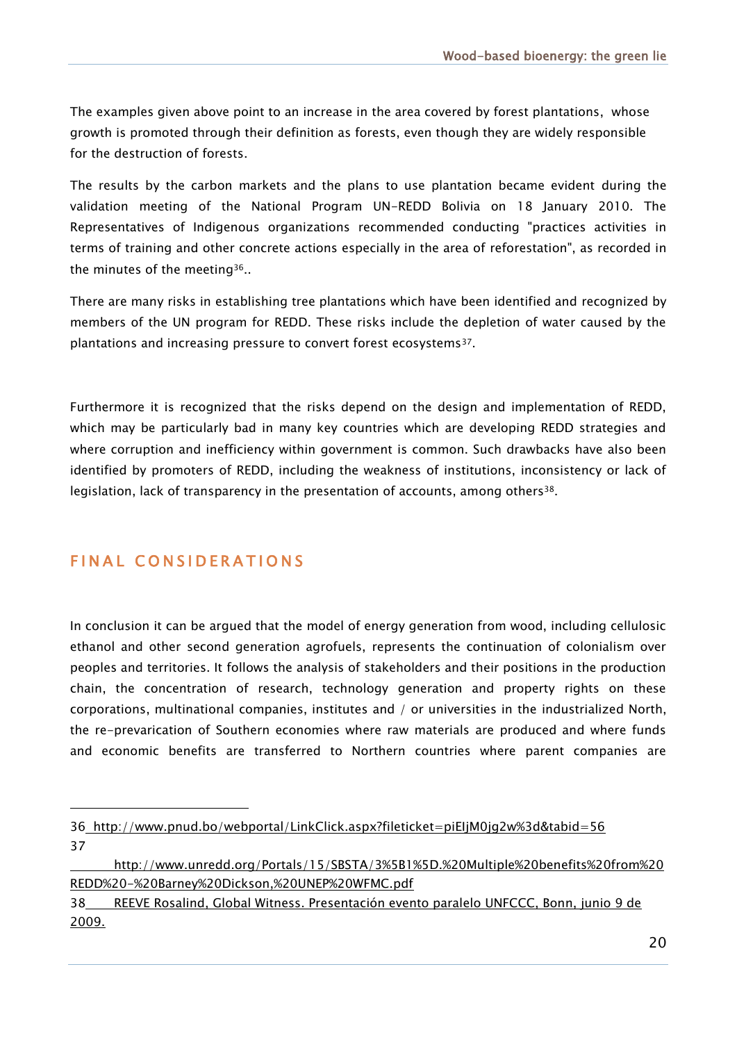The examples given above point to an increase in the area covered by forest plantations, whose growth is promoted through their definition as forests, even though they are widely responsible for the destruction of forests.

The results by the carbon markets and the plans to use plantation became evident during the validation meeting of the National Program UN-REDD Bolivia on 18 January 2010. The Representatives of Indigenous organizations recommended conducting "practices activities in terms of training and other concrete actions especially in the area of reforestation", as recorded in the minutes of the meeting[36]..

There are many risks in establishing tree plantations which have been identified and recognized by members of the UN program for REDD. These risks include the depletion of water caused by the plantations and increasing pressure to convert forest ecosystems[37].

Furthermore it is recognized that the risks depend on the design and implementation of REDD, which may be particularly bad in many key countries which are developing REDD strategies and where corruption and inefficiency within government is common. Such drawbacks have also been identified by promoters of REDD, including the weakness of institutions, inconsistency or lack of legislation, lack of transparency in the presentation of accounts, among others[38].

## FINAL CONSIDERATIONS

In conclusion it can be argued that the model of energy generation from wood, including cellulosic ethanol and other second generation agrofuels, represents the continuation of colonialism over peoples and territories. It follows the analysis of stakeholders and their positions in the production chain, the concentration of research, technology generation and property rights on these corporations, multinational companies, institutes and / or universities in the industrialized North, the re-prevarication of Southern economies where raw materials are produced and where funds and economic benefits are transferred to Northern countries where parent companies are

---

36 http://www.pnud.bo/webportal/LinkClick.aspx?fileticket=piEIjM0jg2w%3d&tabid=56

37 http://www.unredd.org/Portals/15/SBSTA/3%5B1%5D.%20Multiple%20benefits%20from%20REDD%20-%20Barney%20Dickson,%20UNEP%20WFMC.pdf

38 REEVE Rosalind, Global Witness. Presentación evento paralelo UNFCCC, Bonn, junio 9 de 2009.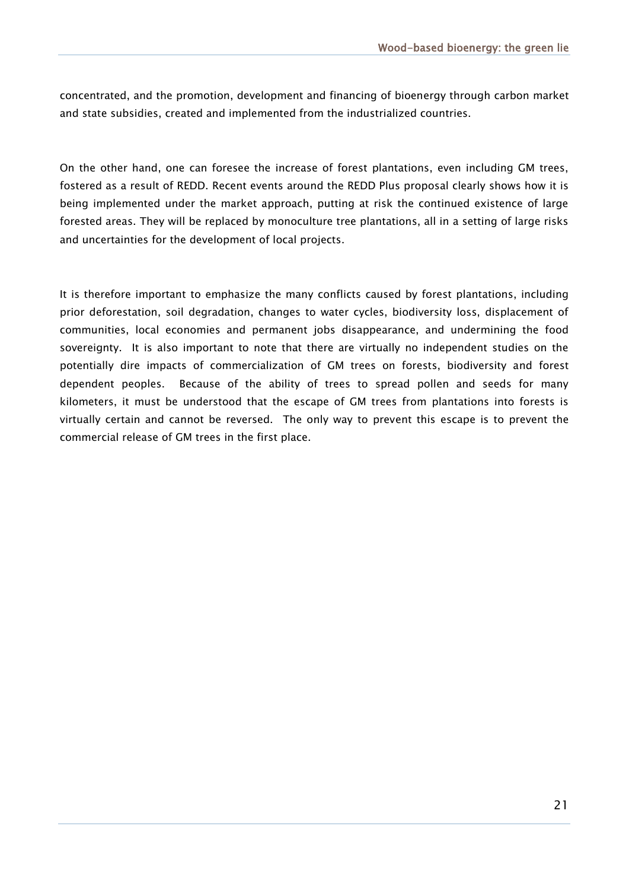concentrated, and the promotion, development and financing of bioenergy through carbon market and state subsidies, created and implemented from the industrialized countries.

On the other hand, one can foresee the increase of forest plantations, even including GM trees, fostered as a result of REDD. Recent events around the REDD Plus proposal clearly shows how it is being implemented under the market approach, putting at risk the continued existence of large forested areas. They will be replaced by monoculture tree plantations, all in a setting of large risks and uncertainties for the development of local projects.

It is therefore important to emphasize the many conflicts caused by forest plantations, including prior deforestation, soil degradation, changes to water cycles, biodiversity loss, displacement of communities, local economies and permanent jobs disappearance, and undermining the food sovereignty. It is also important to note that there are virtually no independent studies on the potentially dire impacts of commercialization of GM trees on forests, biodiversity and forest dependent peoples. Because of the ability of trees to spread pollen and seeds for many kilometers, it must be understood that the escape of GM trees from plantations into forests is virtually certain and cannot be reversed. The only way to prevent this escape is to prevent the commercial release of GM trees in the first place.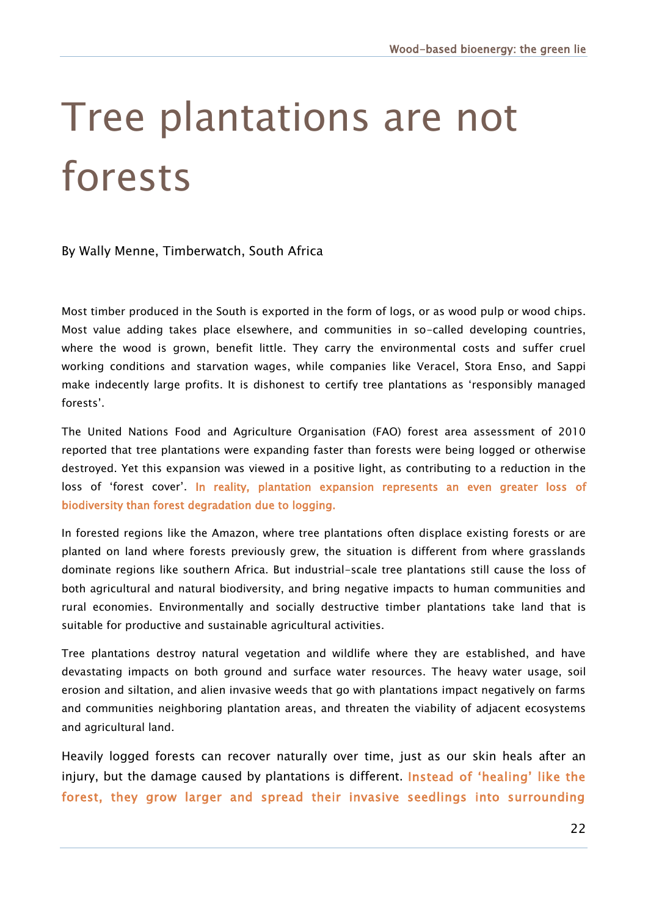# Tree plantations are not forests

By Wally Menne, Timberwatch, South Africa

Most timber produced in the South is exported in the form of logs, or as wood pulp or wood chips. Most value adding takes place elsewhere, and communities in so-called developing countries, where the wood is grown, benefit little. They carry the environmental costs and suffer cruel working conditions and starvation wages, while companies like Veracel, Stora Enso, and Sappi make indecently large profits. It is dishonest to certify tree plantations as 'responsibly managed forests'.

The United Nations Food and Agriculture Organisation (FAO) forest area assessment of 2010 reported that tree plantations were expanding faster than forests were being logged or otherwise destroyed. Yet this expansion was viewed in a positive light, as contributing to a reduction in the loss of 'forest cover'. **In reality, plantation expansion represents an even greater loss of biodiversity than forest degradation due to logging.**

In forested regions like the Amazon, where tree plantations often displace existing forests or are planted on land where forests previously grew, the situation is different from where grasslands dominate regions like southern Africa. But industrial-scale tree plantations still cause the loss of both agricultural and natural biodiversity, and bring negative impacts to human communities and rural economies. Environmentally and socially destructive timber plantations take land that is suitable for productive and sustainable agricultural activities.

Tree plantations destroy natural vegetation and wildlife where they are established, and have devastating impacts on both ground and surface water resources. The heavy water usage, soil erosion and siltation, and alien invasive weeds that go with plantations impact negatively on farms and communities neighboring plantation areas, and threaten the viability of adjacent ecosystems and agricultural land.

Heavily logged forests can recover naturally over time, just as our skin heals after an injury, but the damage caused by plantations is different. **Instead of 'healing' like the forest, they grow larger and spread their invasive seedlings into surrounding**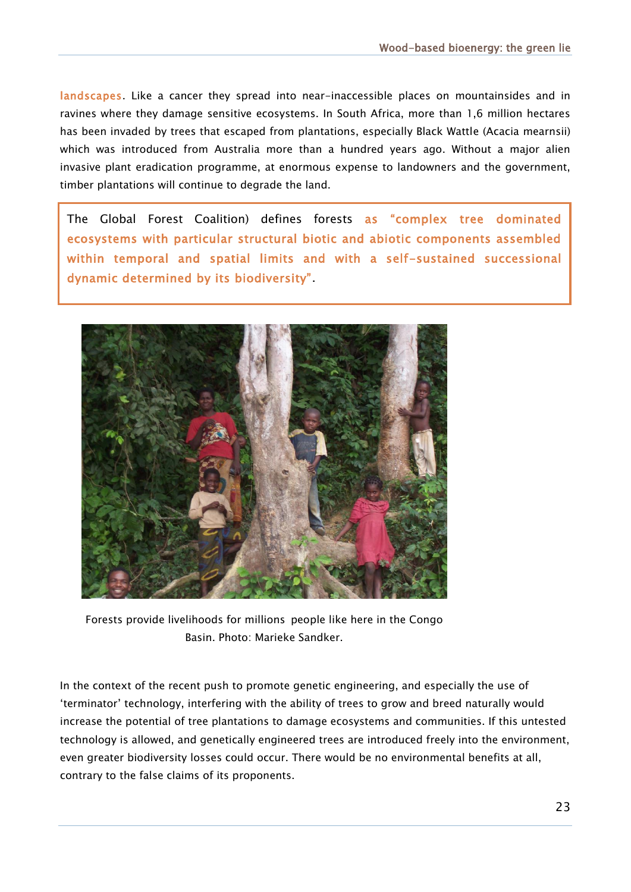landscapes. Like a cancer they spread into near-inaccessible places on mountainsides and in ravines where they damage sensitive ecosystems. In South Africa, more than 1,6 million hectares has been invaded by trees that escaped from plantations, especially Black Wattle (Acacia mearnsii) which was introduced from Australia more than a hundred years ago. Without a major alien invasive plant eradication programme, at enormous expense to landowners and the government, timber plantations will continue to degrade the land.

> The Global Forest Coalition) defines forests as "complex tree dominated ecosystems with particular structural biotic and abiotic components assembled within temporal and spatial limits and with a self-sustained successional dynamic determined by its biodiversity".

Forests provide livelihoods for millions people like here in the Congo Basin. Photo: Marieke Sandker.

In the context of the recent push to promote genetic engineering, and especially the use of 'terminator' technology, interfering with the ability of trees to grow and breed naturally would increase the potential of tree plantations to damage ecosystems and communities. If this untested technology is allowed, and genetically engineered trees are introduced freely into the environment, even greater biodiversity losses could occur. There would be no environmental benefits at all, contrary to the false claims of its proponents.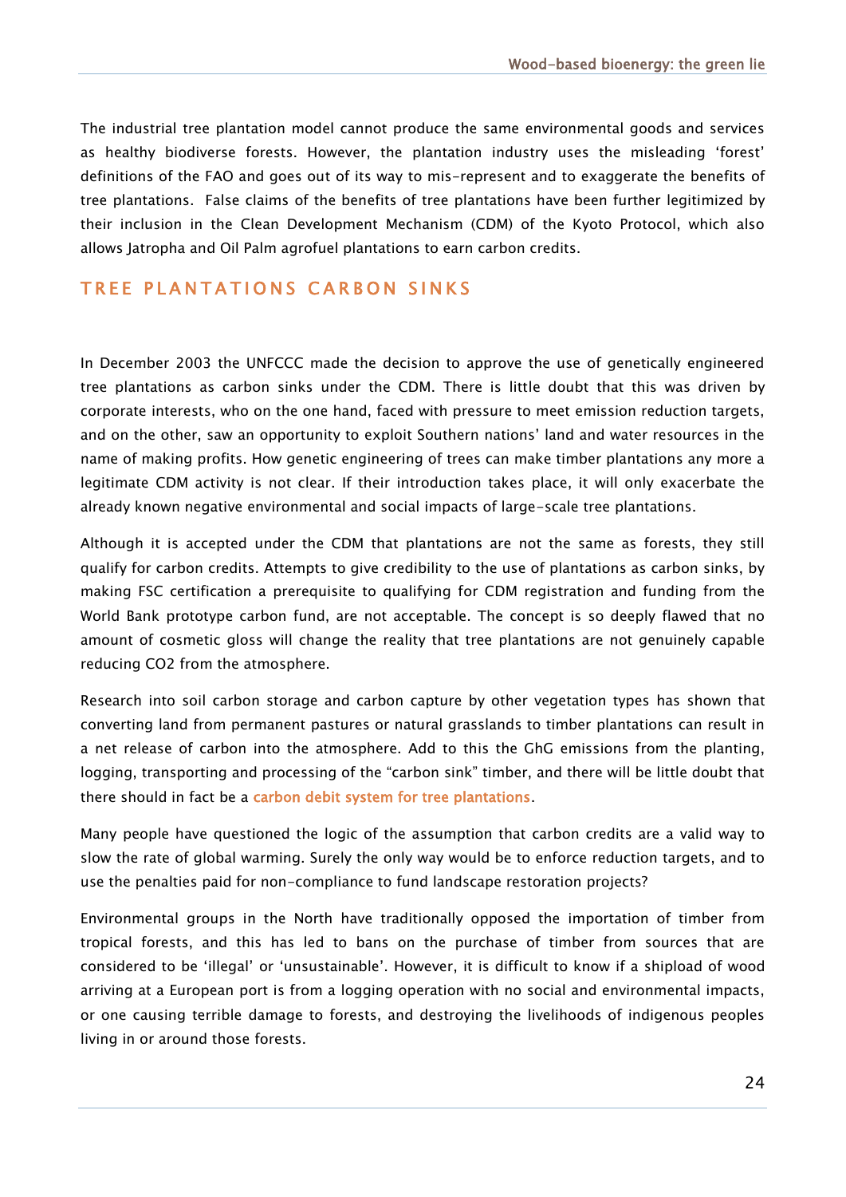The industrial tree plantation model cannot produce the same environmental goods and services as healthy biodiverse forests. However, the plantation industry uses the misleading 'forest' definitions of the FAO and goes out of its way to mis-represent and to exaggerate the benefits of tree plantations. False claims of the benefits of tree plantations have been further legitimized by their inclusion in the Clean Development Mechanism (CDM) of the Kyoto Protocol, which also allows Jatropha and Oil Palm agrofuel plantations to earn carbon credits.

## TREE PLANTATIONS CARBON SINKS

In December 2003 the UNFCCC made the decision to approve the use of genetically engineered tree plantations as carbon sinks under the CDM. There is little doubt that this was driven by corporate interests, who on the one hand, faced with pressure to meet emission reduction targets, and on the other, saw an opportunity to exploit Southern nations' land and water resources in the name of making profits. How genetic engineering of trees can make timber plantations any more a legitimate CDM activity is not clear. If their introduction takes place, it will only exacerbate the already known negative environmental and social impacts of large-scale tree plantations.

Although it is accepted under the CDM that plantations are not the same as forests, they still qualify for carbon credits. Attempts to give credibility to the use of plantations as carbon sinks, by making FSC certification a prerequisite to qualifying for CDM registration and funding from the World Bank prototype carbon fund, are not acceptable. The concept is so deeply flawed that no amount of cosmetic gloss will change the reality that tree plantations are not genuinely capable reducing $CO_2$ from the atmosphere.

Research into soil carbon storage and carbon capture by other vegetation types has shown that converting land from permanent pastures or natural grasslands to timber plantations can result in a net release of carbon into the atmosphere. Add to this the GhG emissions from the planting, logging, transporting and processing of the "carbon sink" timber, and there will be little doubt that there should in fact be a carbon debit system for tree plantations.

Many people have questioned the logic of the assumption that carbon credits are a valid way to slow the rate of global warming. Surely the only way would be to enforce reduction targets, and to use the penalties paid for non-compliance to fund landscape restoration projects?

Environmental groups in the North have traditionally opposed the importation of timber from tropical forests, and this has led to bans on the purchase of timber from sources that are considered to be 'illegal' or 'unsustainable'. However, it is difficult to know if a shipload of wood arriving at a European port is from a logging operation with no social and environmental impacts, or one causing terrible damage to forests, and destroying the livelihoods of indigenous peoples living in or around those forests.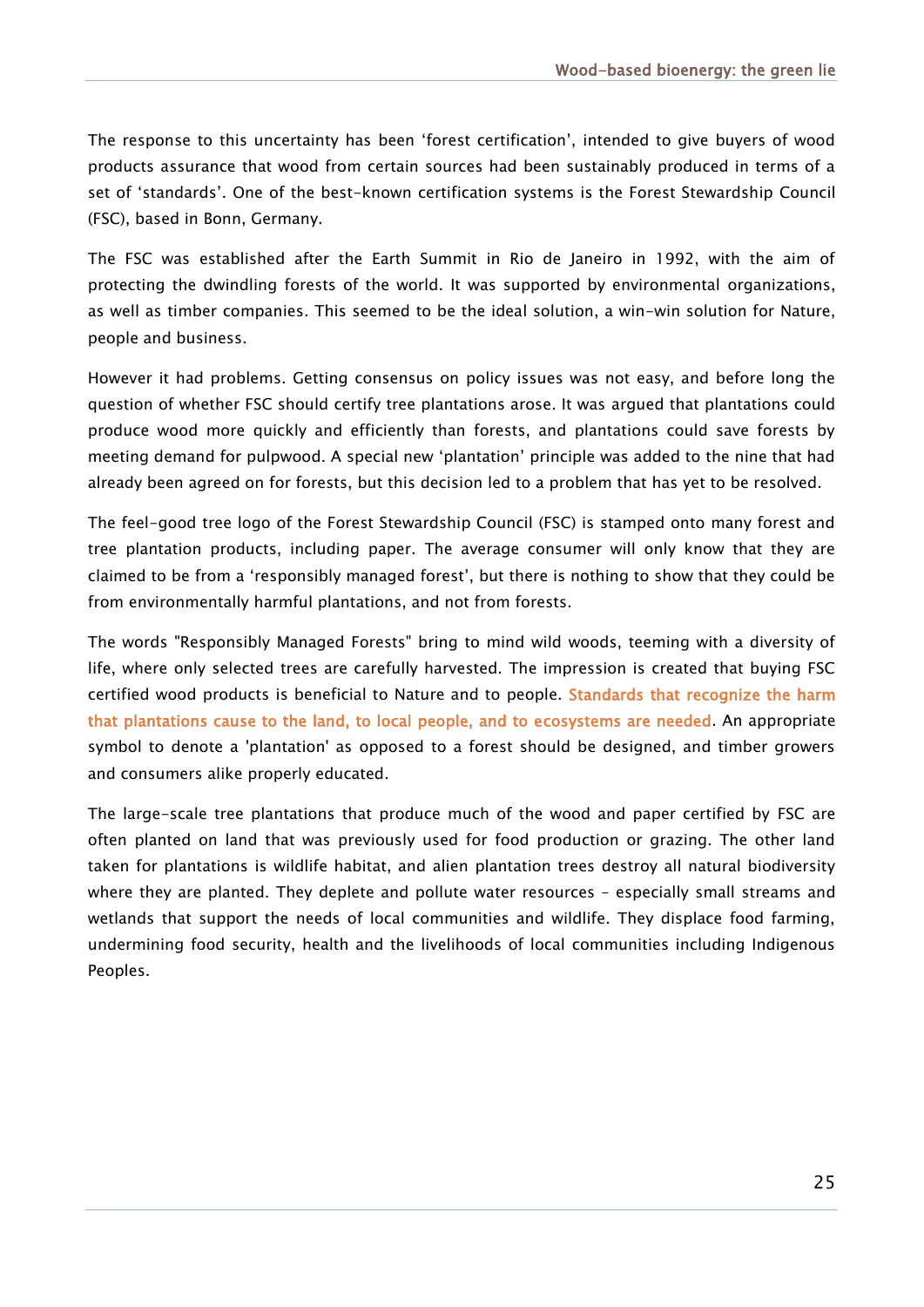The response to this uncertainty has been 'forest certification', intended to give buyers of wood products assurance that wood from certain sources had been sustainably produced in terms of a set of 'standards'. One of the best-known certification systems is the Forest Stewardship Council (FSC), based in Bonn, Germany.

The FSC was established after the Earth Summit in Rio de Janeiro in 1992, with the aim of protecting the dwindling forests of the world. It was supported by environmental organizations, as well as timber companies. This seemed to be the ideal solution, a win-win solution for Nature, people and business.

However it had problems. Getting consensus on policy issues was not easy, and before long the question of whether FSC should certify tree plantations arose. It was argued that plantations could produce wood more quickly and efficiently than forests, and plantations could save forests by meeting demand for pulpwood. A special new 'plantation' principle was added to the nine that had already been agreed on for forests, but this decision led to a problem that has yet to be resolved.

The feel-good tree logo of the Forest Stewardship Council (FSC) is stamped onto many forest and tree plantation products, including paper. The average consumer will only know that they are claimed to be from a 'responsibly managed forest', but there is nothing to show that they could be from environmentally harmful plantations, and not from forests.

The words "Responsibly Managed Forests" bring to mind wild woods, teeming with a diversity of life, where only selected trees are carefully harvested. The impression is created that buying FSC certified wood products is beneficial to Nature and to people. **Standards that recognize the harm that plantations cause to the land, to local people, and to ecosystems are needed**. An appropriate symbol to denote a 'plantation' as opposed to a forest should be designed, and timber growers and consumers alike properly educated.

The large-scale tree plantations that produce much of the wood and paper certified by FSC are often planted on land that was previously used for food production or grazing. The other land taken for plantations is wildlife habitat, and alien plantation trees destroy all natural biodiversity where they are planted. They deplete and pollute water resources – especially small streams and wetlands that support the needs of local communities and wildlife. They displace food farming, undermining food security, health and the livelihoods of local communities including Indigenous Peoples.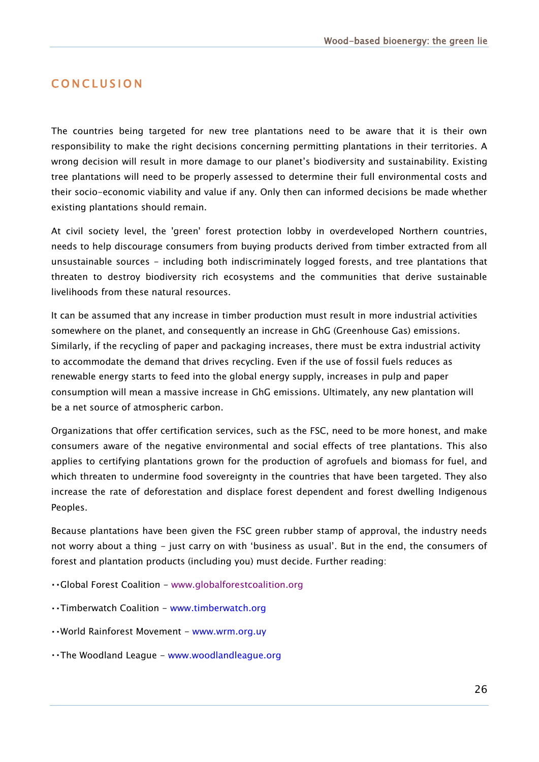# CONCLUSION

The countries being targeted for new tree plantations need to be aware that it is their own responsibility to make the right decisions concerning permitting plantations in their territories. A wrong decision will result in more damage to our planet's biodiversity and sustainability. Existing tree plantations will need to be properly assessed to determine their full environmental costs and their socio-economic viability and value if any. Only then can informed decisions be made whether existing plantations should remain.

At civil society level, the 'green' forest protection lobby in overdeveloped Northern countries, needs to help discourage consumers from buying products derived from timber extracted from all unsustainable sources – including both indiscriminately logged forests, and tree plantations that threaten to destroy biodiversity rich ecosystems and the communities that derive sustainable livelihoods from these natural resources.

It can be assumed that any increase in timber production must result in more industrial activities somewhere on the planet, and consequently an increase in GhG (Greenhouse Gas) emissions. Similarly, if the recycling of paper and packaging increases, there must be extra industrial activity to accommodate the demand that drives recycling. Even if the use of fossil fuels reduces as renewable energy starts to feed into the global energy supply, increases in pulp and paper consumption will mean a massive increase in GhG emissions. Ultimately, any new plantation will be a net source of atmospheric carbon.

Organizations that offer certification services, such as the FSC, need to be more honest, and make consumers aware of the negative environmental and social effects of tree plantations. This also applies to certifying plantations grown for the production of agrofuels and biomass for fuel, and which threaten to undermine food sovereignty in the countries that have been targeted. They also increase the rate of deforestation and displace forest dependent and forest dwelling Indigenous Peoples.

Because plantations have been given the FSC green rubber stamp of approval, the industry needs not worry about a thing – just carry on with 'business as usual'. But in the end, the consumers of forest and plantation products (including you) must decide. Further reading:

- Global Forest Coalition – www.globalforestcoalition.org
- Timberwatch Coalition – www.timberwatch.org
- World Rainforest Movement – www.wrm.org.uy
- The Woodland League – www.woodlandleague.org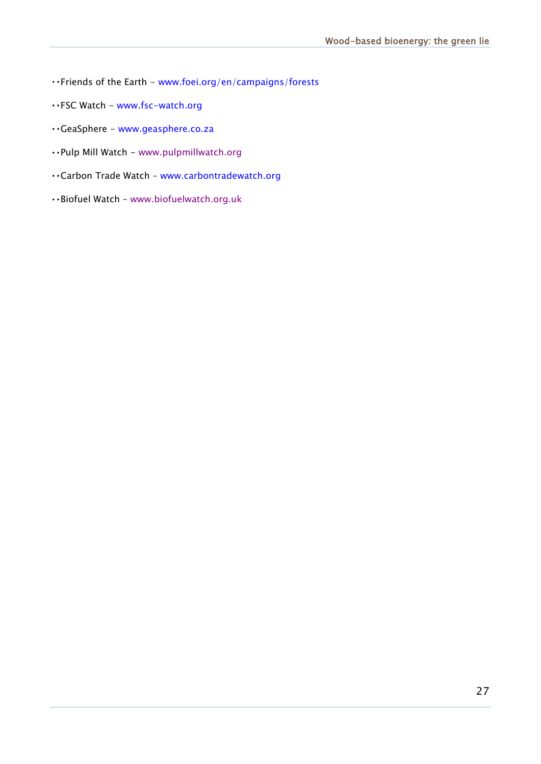- Friends of the Earth – www.foei.org/en/campaigns/forests
- FSC Watch – www.fsc-watch.org
- GeaSphere – www.geasphere.co.za
- Pulp Mill Watch – www.pulpmillwatch.org
- Carbon Trade Watch – www.carbontradewatch.org
- Biofuel Watch – www.biofuelwatch.org.uk